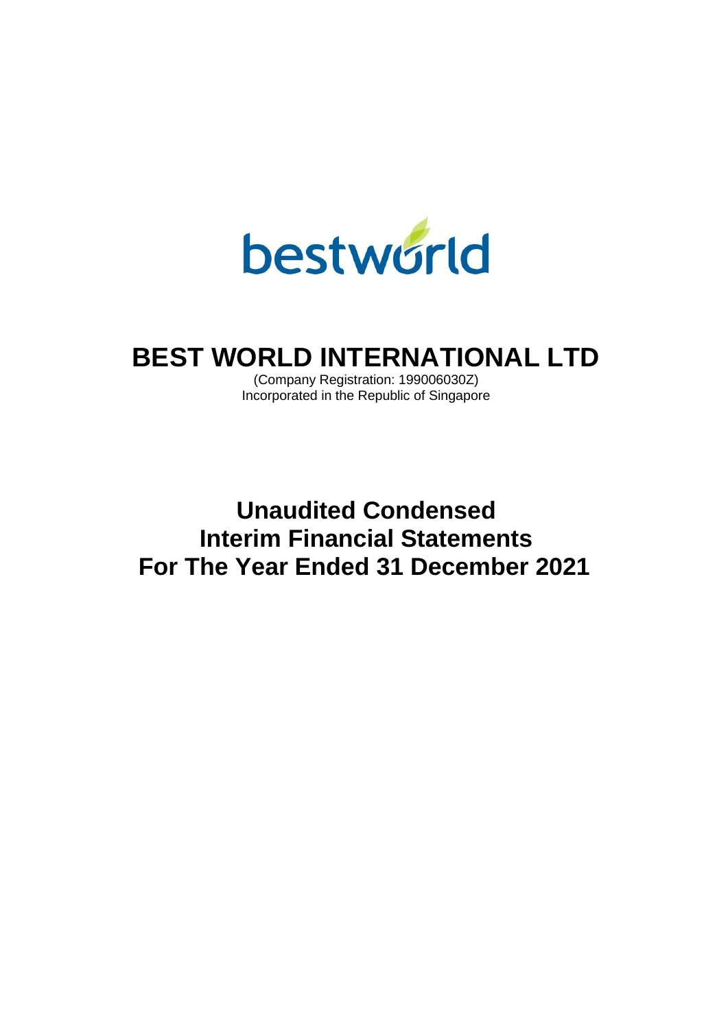bestworld

# BEST WORLD INTERNATIONAL LTD

(Company Registration: 199006030Z)
Incorporated in the Republic of Singapore

# Unaudited Condensed Interim Financial Statements For The Year Ended 31 December 2021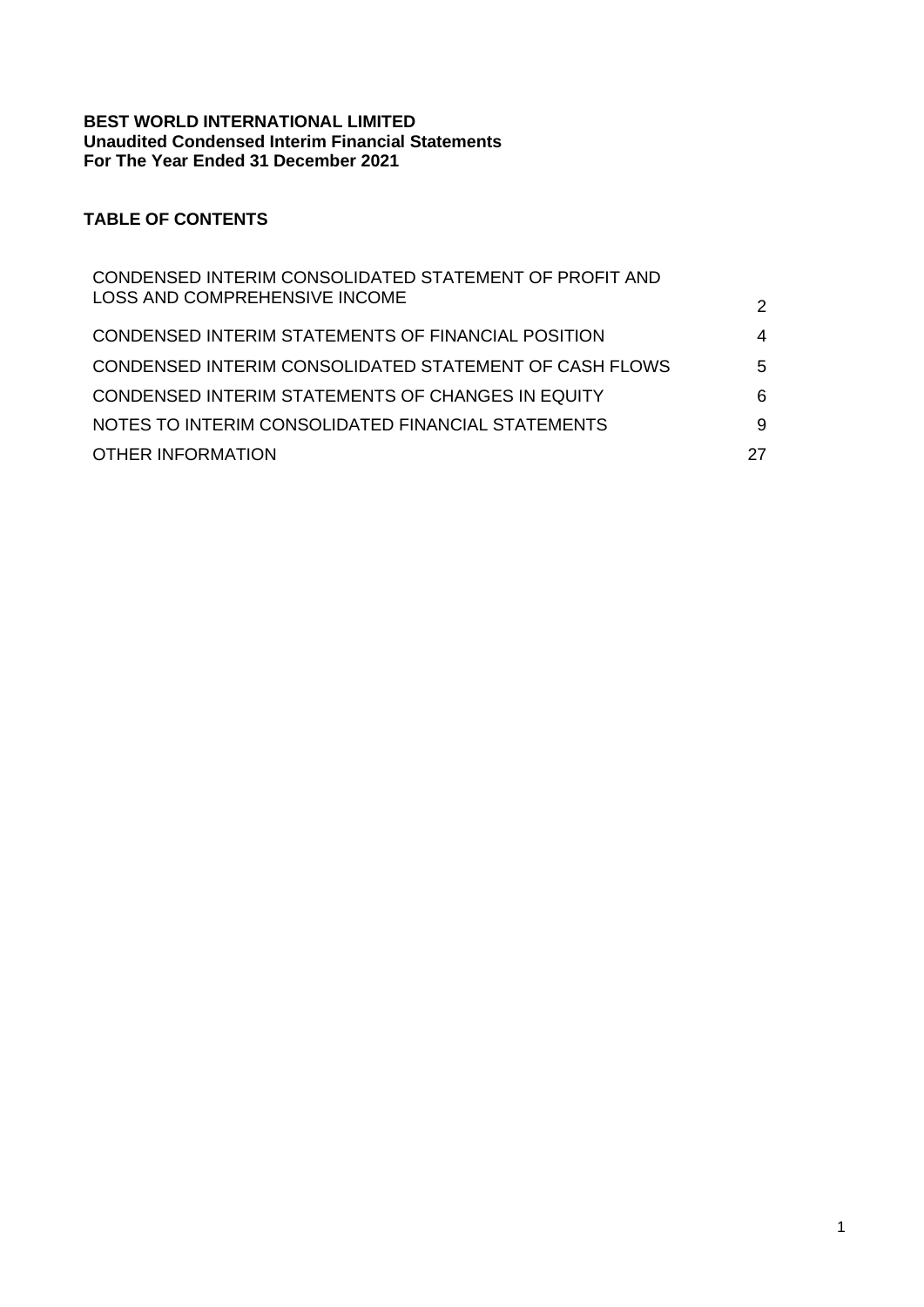**BEST WORLD INTERNATIONAL LIMITED**
**Unaudited Condensed Interim Financial Statements**
**For The Year Ended 31 December 2021**

## TABLE OF CONTENTS

| | |
|---|---|
| CONDENSED INTERIM CONSOLIDATED STATEMENT OF PROFIT AND LOSS AND COMPREHENSIVE INCOME | 2 |
| CONDENSED INTERIM STATEMENTS OF FINANCIAL POSITION | 4 |
| CONDENSED INTERIM CONSOLIDATED STATEMENT OF CASH FLOWS | 5 |
| CONDENSED INTERIM STATEMENTS OF CHANGES IN EQUITY | 6 |
| NOTES TO INTERIM CONSOLIDATED FINANCIAL STATEMENTS | 9 |
| OTHER INFORMATION | 27 |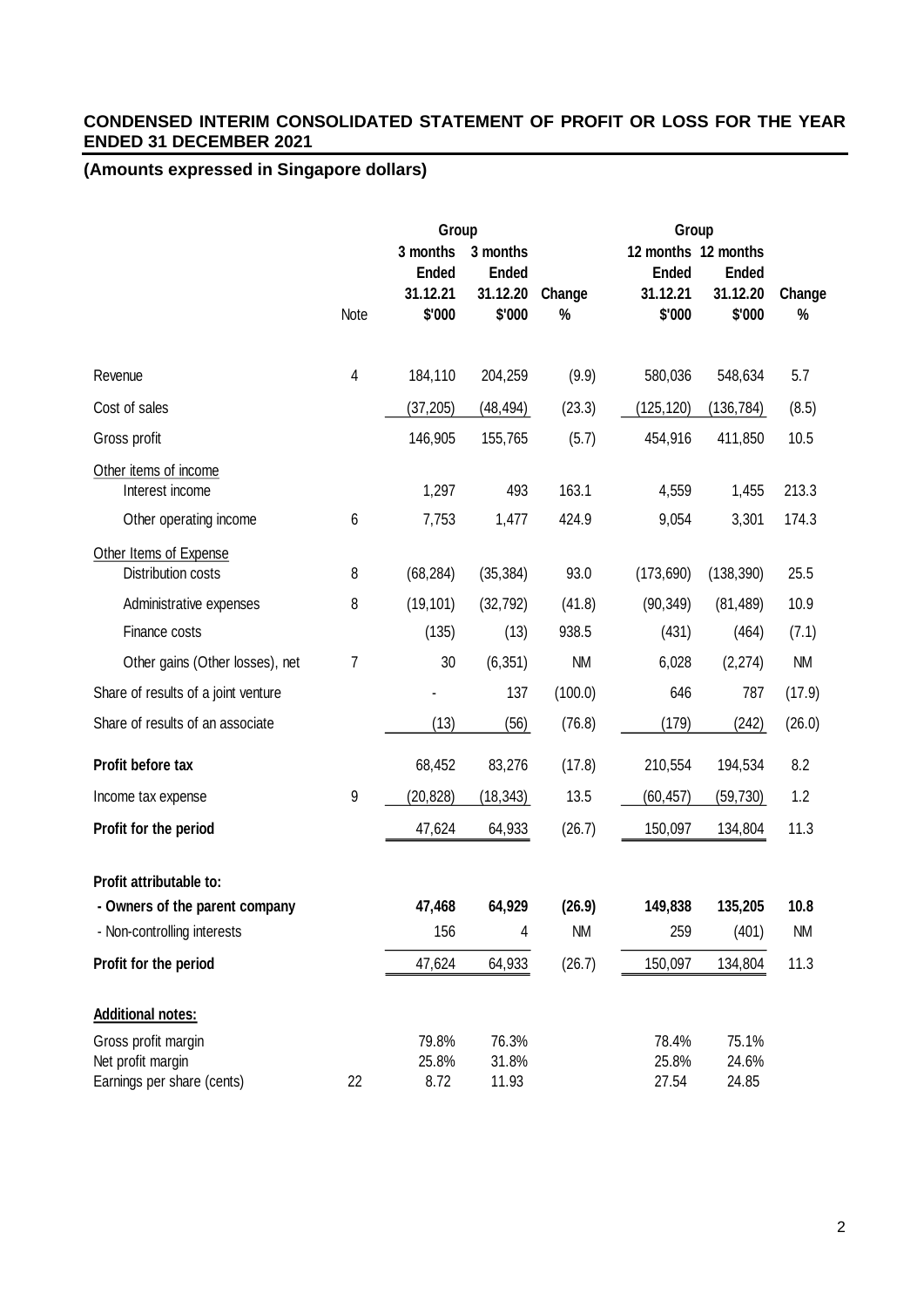**CONDENSED INTERIM CONSOLIDATED STATEMENT OF PROFIT OR LOSS FOR THE YEAR ENDED 31 DECEMBER 2021**

**(Amounts expressed in Singapore dollars)**

| | Note | Group | | | Group | | |
|---|---|---|---|---|---|---|---|
| | | 3 months Ended 31.12.21 $'000 | 3 months Ended 31.12.20 $'000 | Change % | 12 months Ended 31.12.21 $'000 | 12 months Ended 31.12.20 $'000 | Change % |
| Revenue | 4 | 184,110 | 204,259 | (9.9) | 580,036 | 548,634 | 5.7 |
| Cost of sales | | (37,205) | (48,494) | (23.3) | (125,120) | (136,784) | (8.5) |
| Gross profit | | 146,905 | 155,765 | (5.7) | 454,916 | 411,850 | 10.5 |
| Other items of income | | | | | | | |
| Interest income | | 1,297 | 493 | 163.1 | 4,559 | 1,455 | 213.3 |
| Other operating income | 6 | 7,753 | 1,477 | 424.9 | 9,054 | 3,301 | 174.3 |
| Other Items of Expense | | | | | | | |
| Distribution costs | 8 | (68,284) | (35,384) | 93.0 | (173,690) | (138,390) | 25.5 |
| Administrative expenses | 8 | (19,101) | (32,792) | (41.8) | (90,349) | (81,489) | 10.9 |
| Finance costs | | (135) | (13) | 938.5 | (431) | (464) | (7.1) |
| Other gains (Other losses), net | 7 | 30 | (6,351) | NM | 6,028 | (2,274) | NM |
| Share of results of a joint venture | | - | 137 | (100.0) | 646 | 787 | (17.9) |
| Share of results of an associate | | (13) | (56) | (76.8) | (179) | (242) | (26.0) |
| **Profit before tax** | | 68,452 | 83,276 | (17.8) | 210,554 | 194,534 | 8.2 |
| Income tax expense | 9 | (20,828) | (18,343) | 13.5 | (60,457) | (59,730) | 1.2 |
| **Profit for the period** | | 47,624 | 64,933 | (26.7) | 150,097 | 134,804 | 11.3 |
| **Profit attributable to:** | | | | | | | |
| **- Owners of the parent company** | | **47,468** | **64,929** | **(26.9)** | **149,838** | **135,205** | **10.8** |
| - Non-controlling interests | | 156 | 4 | NM | 259 | (401) | NM |
| **Profit for the period** | | 47,624 | 64,933 | (26.7) | 150,097 | 134,804 | 11.3 |
| **Additional notes:** | | | | | | | |
| Gross profit margin | | 79.8% | 76.3% | | 78.4% | 75.1% | |
| Net profit margin | | 25.8% | 31.8% | | 25.8% | 24.6% | |
| Earnings per share (cents) | 22 | 8.72 | 11.93 | | 27.54 | 24.85 | |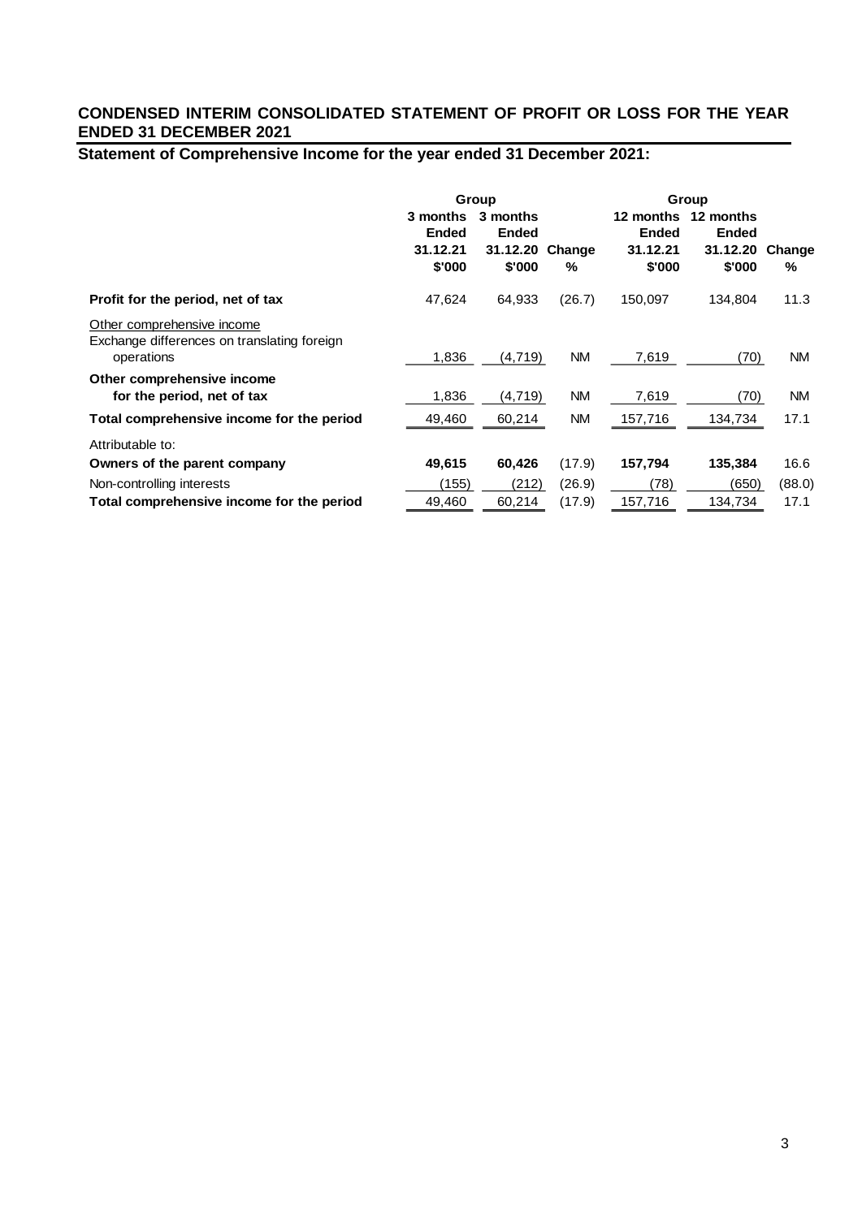## CONDENSED INTERIM CONSOLIDATED STATEMENT OF PROFIT OR LOSS FOR THE YEAR ENDED 31 DECEMBER 2021

### Statement of Comprehensive Income for the year ended 31 December 2021:

| | Group | | | Group | | |
|---|---|---|---|---|---|---|
| | 3 months Ended 31.12.21 $'000 | 3 months Ended 31.12.20 $'000 | Change % | 12 months Ended 31.12.21 $'000 | 12 months Ended 31.12.20 $'000 | Change % |
| **Profit for the period, net of tax** | 47,624 | 64,933 | (26.7) | 150,097 | 134,804 | 11.3 |
| Other comprehensive income | | | | | | |
| Exchange differences on translating foreign operations | 1,836 | (4,719) | NM | 7,619 | (70) | NM |
| **Other comprehensive income for the period, net of tax** | 1,836 | (4,719) | NM | 7,619 | (70) | NM |
| **Total comprehensive income for the period** | 49,460 | 60,214 | NM | 157,716 | 134,734 | 17.1 |
| Attributable to: | | | | | | |
| **Owners of the parent company** | **49,615** | **60,426** | (17.9) | **157,794** | **135,384** | 16.6 |
| Non-controlling interests | (155) | (212) | (26.9) | (78) | (650) | (88.0) |
| **Total comprehensive income for the period** | 49,460 | 60,214 | (17.9) | 157,716 | 134,734 | 17.1 |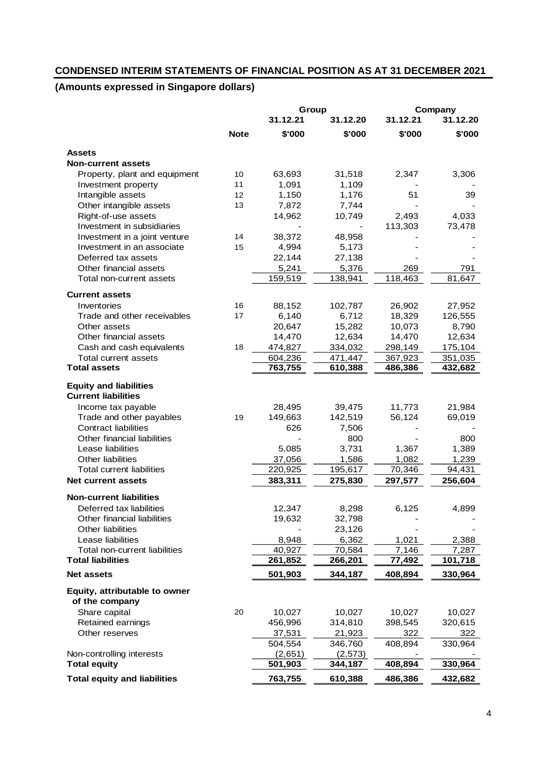## CONDENSED INTERIM STATEMENTS OF FINANCIAL POSITION AS AT 31 DECEMBER 2021

### (Amounts expressed in Singapore dollars)

| | | Group | | Company | |
|---|---|---|---|---|---|
| | | 31.12.21 | 31.12.20 | 31.12.21 | 31.12.20 |
| | **Note** | **$'000** | **$'000** | **$'000** | **$'000** |
| **Assets** | | | | | |
| **Non-current assets** | | | | | |
| Property, plant and equipment | 10 | 63,693 | 31,518 | 2,347 | 3,306 |
| Investment property | 11 | 1,091 | 1,109 | - | - |
| Intangible assets | 12 | 1,150 | 1,176 | 51 | 39 |
| Other intangible assets | 13 | 7,872 | 7,744 | - | - |
| Right-of-use assets | | 14,962 | 10,749 | 2,493 | 4,033 |
| Investment in subsidiaries | | - | - | 113,303 | 73,478 |
| Investment in a joint venture | 14 | 38,372 | 48,958 | - | - |
| Investment in an associate | 15 | 4,994 | 5,173 | - | - |
| Deferred tax assets | | 22,144 | 27,138 | - | - |
| Other financial assets | | 5,241 | 5,376 | 269 | 791 |
| Total non-current assets | | 159,519 | 138,941 | 118,463 | 81,647 |
| **Current assets** | | | | | |
| Inventories | 16 | 88,152 | 102,787 | 26,902 | 27,952 |
| Trade and other receivables | 17 | 6,140 | 6,712 | 18,329 | 126,555 |
| Other assets | | 20,647 | 15,282 | 10,073 | 8,790 |
| Other financial assets | | 14,470 | 12,634 | 14,470 | 12,634 |
| Cash and cash equivalents | 18 | 474,827 | 334,032 | 298,149 | 175,104 |
| Total current assets | | 604,236 | 471,447 | 367,923 | 351,035 |
| **Total assets** | | **763,755** | **610,388** | **486,386** | **432,682** |
| **Equity and liabilities** | | | | | |
| **Current liabilities** | | | | | |
| Income tax payable | | 28,495 | 39,475 | 11,773 | 21,984 |
| Trade and other payables | 19 | 149,663 | 142,519 | 56,124 | 69,019 |
| Contract liabilities | | 626 | 7,506 | - | - |
| Other financial liabilities | | - | 800 | - | 800 |
| Lease liabilities | | 5,085 | 3,731 | 1,367 | 1,389 |
| Other liabilities | | 37,056 | 1,586 | 1,082 | 1,239 |
| Total current liabilities | | 220,925 | 195,617 | 70,346 | 94,431 |
| **Net current assets** | | **383,311** | **275,830** | **297,577** | **256,604** |
| **Non-current liabilities** | | | | | |
| Deferred tax liabilities | | 12,347 | 8,298 | 6,125 | 4,899 |
| Other financial liabilities | | 19,632 | 32,798 | - | - |
| Other liabilities | | - | 23,126 | - | - |
| Lease liabilities | | 8,948 | 6,362 | 1,021 | 2,388 |
| Total non-current liabilities | | 40,927 | 70,584 | 7,146 | 7,287 |
| **Total liabilities** | | **261,852** | **266,201** | **77,492** | **101,718** |
| **Net assets** | | **501,903** | **344,187** | **408,894** | **330,964** |
| **Equity, attributable to owner of the company** | | | | | |
| Share capital | 20 | 10,027 | 10,027 | 10,027 | 10,027 |
| Retained earnings | | 456,996 | 314,810 | 398,545 | 320,615 |
| Other reserves | | 37,531 | 21,923 | 322 | 322 |
| | | 504,554 | 346,760 | 408,894 | 330,964 |
| Non-controlling interests | | (2,651) | (2,573) | - | - |
| **Total equity** | | **501,903** | **344,187** | **408,894** | **330,964** |
| **Total equity and liabilities** | | **763,755** | **610,388** | **486,386** | **432,682** |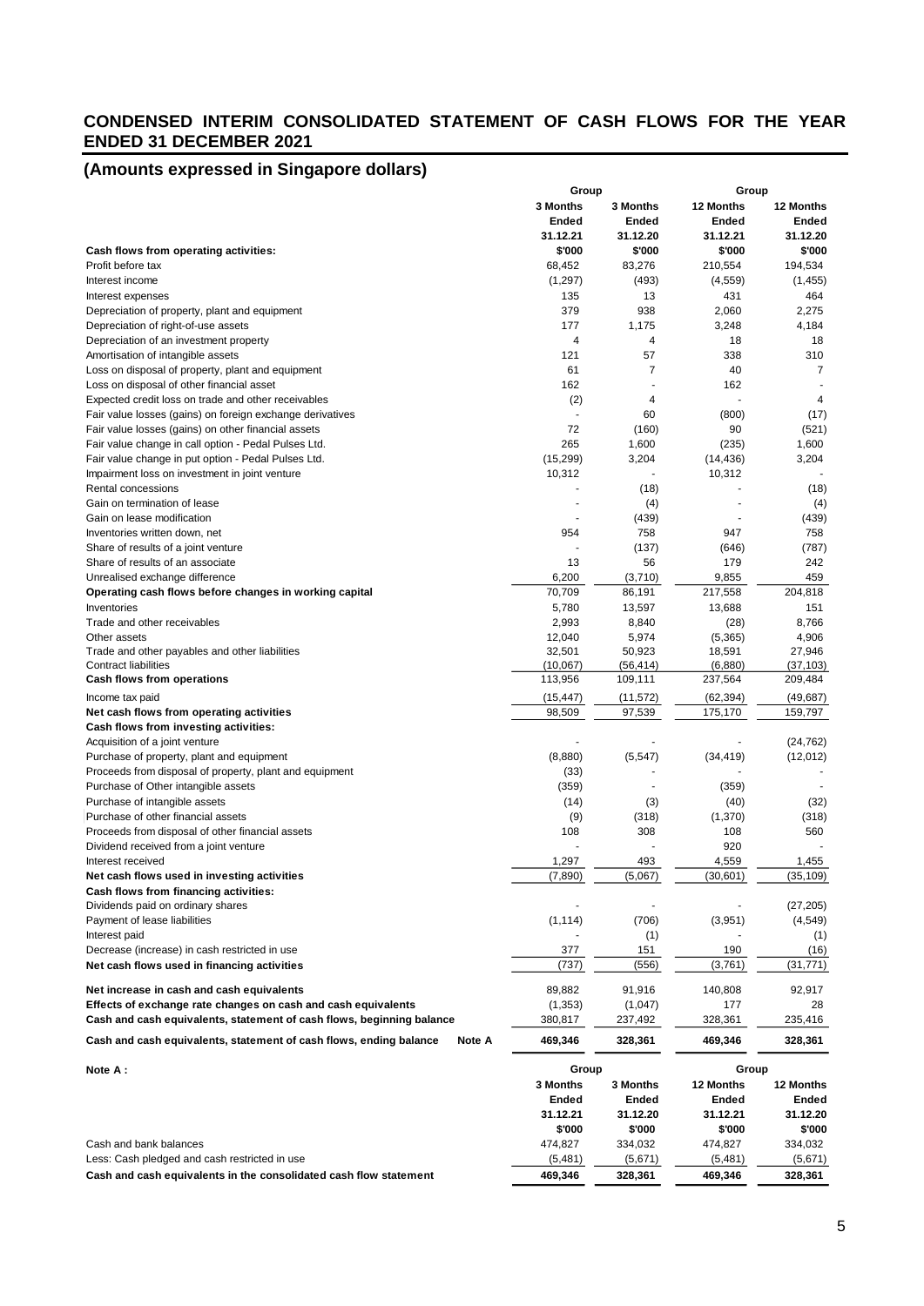# CONDENSED INTERIM CONSOLIDATED STATEMENT OF CASH FLOWS FOR THE YEAR ENDED 31 DECEMBER 2021

## (Amounts expressed in Singapore dollars)

| | Group | | Group | |
|---|---|---|---|---|
| | 3 Months Ended 31.12.21 | 3 Months Ended 31.12.20 | 12 Months Ended 31.12.21 | 12 Months Ended 31.12.20 |
| **Cash flows from operating activities:** | **$'000** | **$'000** | **$'000** | **$'000** |
| Profit before tax | 68,452 | 83,276 | 210,554 | 194,534 |
| Interest income | (1,297) | (493) | (4,559) | (1,455) |
| Interest expenses | 135 | 13 | 431 | 464 |
| Depreciation of property, plant and equipment | 379 | 938 | 2,060 | 2,275 |
| Depreciation of right-of-use assets | 177 | 1,175 | 3,248 | 4,184 |
| Depreciation of an investment property | 4 | 4 | 18 | 18 |
| Amortisation of intangible assets | 121 | 57 | 338 | 310 |
| Loss on disposal of property, plant and equipment | 61 | 7 | 40 | 7 |
| Loss on disposal of other financial asset | 162 | - | 162 | - |
| Expected credit loss on trade and other receivables | (2) | 4 | - | 4 |
| Fair value losses (gains) on foreign exchange derivatives | - | 60 | (800) | (17) |
| Fair value losses (gains) on other financial assets | 72 | (160) | 90 | (521) |
| Fair value change in call option - Pedal Pulses Ltd. | 265 | 1,600 | (235) | 1,600 |
| Fair value change in put option - Pedal Pulses Ltd. | (15,299) | 3,204 | (14,436) | 3,204 |
| Impairment loss on investment in joint venture | 10,312 | - | 10,312 | - |
| Rental concessions | - | (18) | - | (18) |
| Gain on termination of lease | - | (4) | - | (4) |
| Gain on lease modification | - | (439) | - | (439) |
| Inventories written down, net | 954 | 758 | 947 | 758 |
| Share of results of a joint venture | - | (137) | (646) | (787) |
| Share of results of an associate | 13 | 56 | 179 | 242 |
| Unrealised exchange difference | 6,200 | (3,710) | 9,855 | 459 |
| **Operating cash flows before changes in working capital** | 70,709 | 86,191 | 217,558 | 204,818 |
| Inventories | 5,780 | 13,597 | 13,688 | 151 |
| Trade and other receivables | 2,993 | 8,840 | (28) | 8,766 |
| Other assets | 12,040 | 5,974 | (5,365) | 4,906 |
| Trade and other payables and other liabilities | 32,501 | 50,923 | 18,591 | 27,946 |
| Contract liabilities | (10,067) | (56,414) | (6,880) | (37,103) |
| **Cash flows from operations** | 113,956 | 109,111 | 237,564 | 209,484 |
| Income tax paid | (15,447) | (11,572) | (62,394) | (49,687) |
| **Net cash flows from operating activities** | 98,509 | 97,539 | 175,170 | 159,797 |
| **Cash flows from investing activities:** | | | | |
| Acquisition of a joint venture | - | - | - | (24,762) |
| Purchase of property, plant and equipment | (8,880) | (5,547) | (34,419) | (12,012) |
| Proceeds from disposal of property, plant and equipment | (33) | - | - | - |
| Purchase of Other intangible assets | (359) | - | (359) | - |
| Purchase of intangible assets | (14) | (3) | (40) | (32) |
| Purchase of other financial assets | (9) | (318) | (1,370) | (318) |
| Proceeds from disposal of other financial assets | 108 | 308 | 108 | 560 |
| Dividend received from a joint venture | - | - | 920 | - |
| Interest received | 1,297 | 493 | 4,559 | 1,455 |
| **Net cash flows used in investing activities** | (7,890) | (5,067) | (30,601) | (35,109) |
| **Cash flows from financing activities:** | | | | |
| Dividends paid on ordinary shares | - | - | - | (27,205) |
| Payment of lease liabilities | (1,114) | (706) | (3,951) | (4,549) |
| Interest paid | - | (1) | - | (1) |
| Decrease (increase) in cash restricted in use | 377 | 151 | 190 | (16) |
| **Net cash flows used in financing activities** | (737) | (556) | (3,761) | (31,771) |
| **Net increase in cash and cash equivalents** | 89,882 | 91,916 | 140,808 | 92,917 |
| **Effects of exchange rate changes on cash and cash equivalents** | (1,353) | (1,047) | 177 | 28 |
| **Cash and cash equivalents, statement of cash flows, beginning balance** | 380,817 | 237,492 | 328,361 | 235,416 |
| **Cash and cash equivalents, statement of cash flows, ending balance Note A** | **469,346** | **328,361** | **469,346** | **328,361** |

**Note A :**

| | Group | | Group | |
|---|---|---|---|---|
| | 3 Months Ended 31.12.21 | 3 Months Ended 31.12.20 | 12 Months Ended 31.12.21 | 12 Months Ended 31.12.20 |
| | **$'000** | **$'000** | **$'000** | **$'000** |
| Cash and bank balances | 474,827 | 334,032 | 474,827 | 334,032 |
| Less: Cash pledged and cash restricted in use | (5,481) | (5,671) | (5,481) | (5,671) |
| **Cash and cash equivalents in the consolidated cash flow statement** | **469,346** | **328,361** | **469,346** | **328,361** |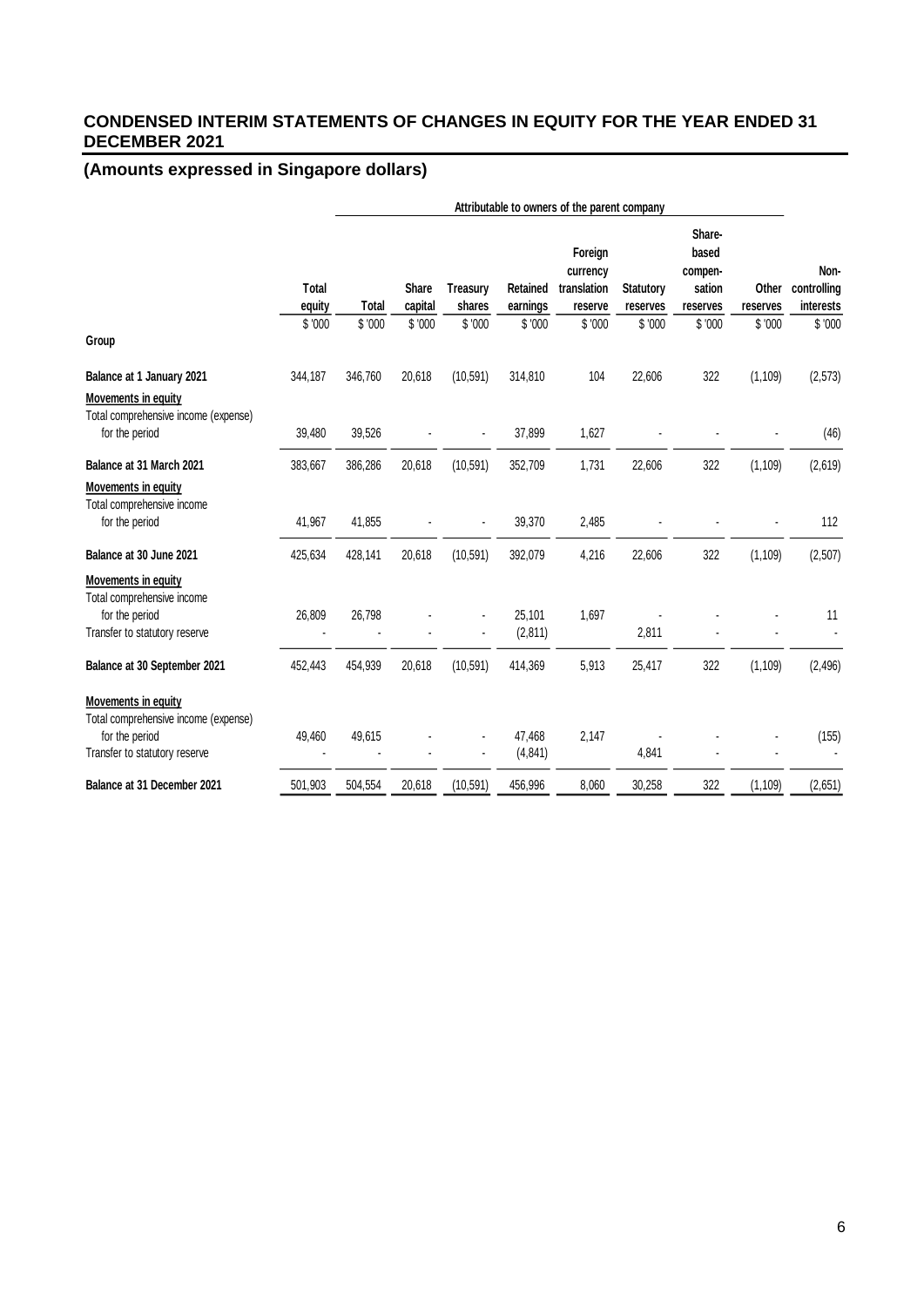## CONDENSED INTERIM STATEMENTS OF CHANGES IN EQUITY FOR THE YEAR ENDED 31 DECEMBER 2021

### (Amounts expressed in Singapore dollars)

| | | Attributable to owners of the parent company | | | | | | | | |
|---|---|---|---|---|---|---|---|---|---|---|
| | Total equity | Total | Share capital | Treasury shares | Retained earnings | Foreign currency translation reserve | Statutory reserves | Share-based compen-sation reserves | Other reserves | Non-controlling interests |
| | $ '000 | $ '000 | $ '000 | $ '000 | $ '000 | $ '000 | $ '000 | $ '000 | $ '000 | $ '000 |
| **Group** | | | | | | | | | | |
| **Balance at 1 January 2021** | 344,187 | 346,760 | 20,618 | (10,591) | 314,810 | 104 | 22,606 | 322 | (1,109) | (2,573) |
| **Movements in equity** | | | | | | | | | | |
| Total comprehensive income (expense) for the period | 39,480 | 39,526 | - | - | 37,899 | 1,627 | - | - | - | (46) |
| **Balance at 31 March 2021** | 383,667 | 386,286 | 20,618 | (10,591) | 352,709 | 1,731 | 22,606 | 322 | (1,109) | (2,619) |
| **Movements in equity** | | | | | | | | | | |
| Total comprehensive income for the period | 41,967 | 41,855 | - | - | 39,370 | 2,485 | - | - | - | 112 |
| **Balance at 30 June 2021** | 425,634 | 428,141 | 20,618 | (10,591) | 392,079 | 4,216 | 22,606 | 322 | (1,109) | (2,507) |
| **Movements in equity** | | | | | | | | | | |
| Total comprehensive income for the period | 26,809 | 26,798 | - | - | 25,101 | 1,697 | - | - | - | 11 |
| Transfer to statutory reserve | - | - | - | - | (2,811) | | 2,811 | - | - | - |
| **Balance at 30 September 2021** | 452,443 | 454,939 | 20,618 | (10,591) | 414,369 | 5,913 | 25,417 | 322 | (1,109) | (2,496) |
| **Movements in equity** | | | | | | | | | | |
| Total comprehensive income (expense) for the period | 49,460 | 49,615 | - | - | 47,468 | 2,147 | - | - | - | (155) |
| Transfer to statutory reserve | - | - | - | - | (4,841) | | 4,841 | - | - | - |
| **Balance at 31 December 2021** | 501,903 | 504,554 | 20,618 | (10,591) | 456,996 | 8,060 | 30,258 | 322 | (1,109) | (2,651) |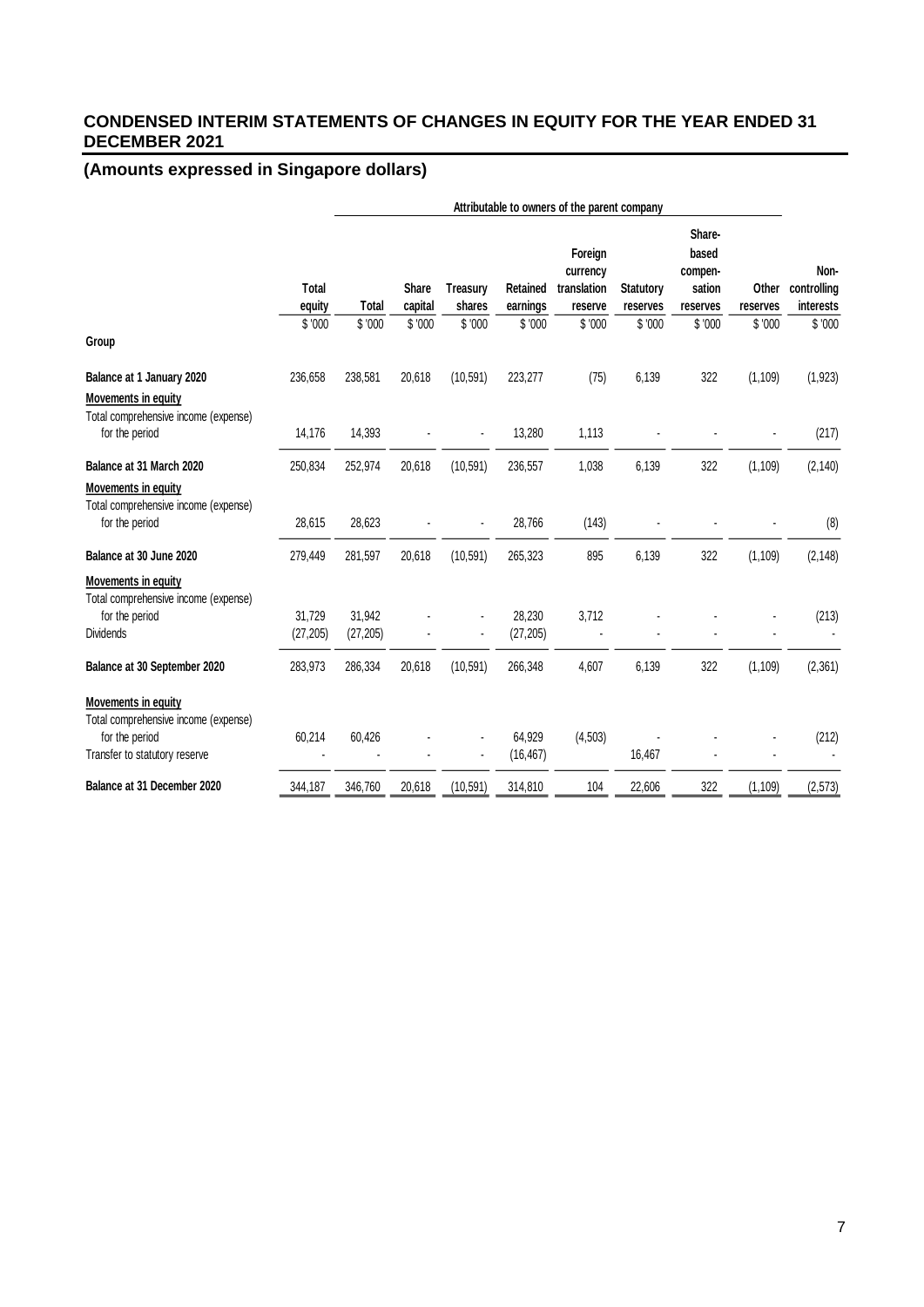## CONDENSED INTERIM STATEMENTS OF CHANGES IN EQUITY FOR THE YEAR ENDED 31 DECEMBER 2021

### (Amounts expressed in Singapore dollars)

| | Total equity | Attributable to owners of the parent company | | | | | | | | Non-controlling interests |
|---|---|---|---|---|---|---|---|---|---|---|
| | | Total | Share capital | Treasury shares | Retained earnings | Foreign currency translation reserve | Statutory reserves | Share-based compen-sation reserves | Other reserves | |
| | $ '000 | $ '000 | $ '000 | $ '000 | $ '000 | $ '000 | $ '000 | $ '000 | $ '000 | $ '000 |
| **Group** | | | | | | | | | | |
| **Balance at 1 January 2020** | 236,658 | 238,581 | 20,618 | (10,591) | 223,277 | (75) | 6,139 | 322 | (1,109) | (1,923) |
| Movements in equity | | | | | | | | | | |
| Total comprehensive income (expense) for the period | 14,176 | 14,393 | - | - | 13,280 | 1,113 | - | - | - | (217) |
| **Balance at 31 March 2020** | 250,834 | 252,974 | 20,618 | (10,591) | 236,557 | 1,038 | 6,139 | 322 | (1,109) | (2,140) |
| Movements in equity | | | | | | | | | | |
| Total comprehensive income (expense) for the period | 28,615 | 28,623 | - | - | 28,766 | (143) | - | - | - | (8) |
| **Balance at 30 June 2020** | 279,449 | 281,597 | 20,618 | (10,591) | 265,323 | 895 | 6,139 | 322 | (1,109) | (2,148) |
| Movements in equity | | | | | | | | | | |
| Total comprehensive income (expense) for the period | 31,729 | 31,942 | - | - | 28,230 | 3,712 | - | - | - | (213) |
| Dividends | (27,205) | (27,205) | - | - | (27,205) | - | - | - | - | - |
| **Balance at 30 September 2020** | 283,973 | 286,334 | 20,618 | (10,591) | 266,348 | 4,607 | 6,139 | 322 | (1,109) | (2,361) |
| Movements in equity | | | | | | | | | | |
| Total comprehensive income (expense) for the period | 60,214 | 60,426 | - | - | 64,929 | (4,503) | - | - | - | (212) |
| Transfer to statutory reserve | - | - | - | - | (16,467) | | 16,467 | - | - | - |
| **Balance at 31 December 2020** | 344,187 | 346,760 | 20,618 | (10,591) | 314,810 | 104 | 22,606 | 322 | (1,109) | (2,573) |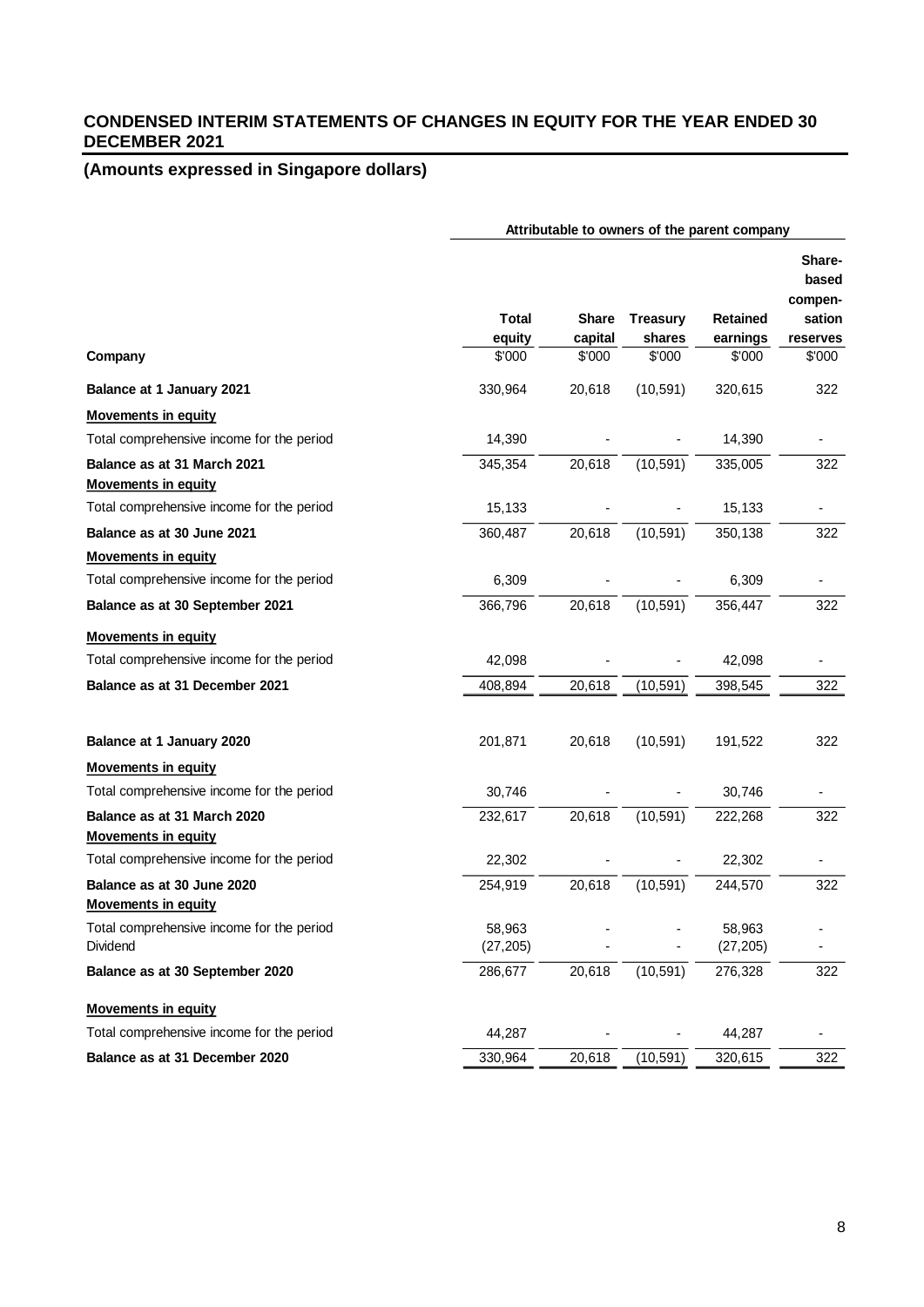## CONDENSED INTERIM STATEMENTS OF CHANGES IN EQUITY FOR THE YEAR ENDED 30 DECEMBER 2021

### (Amounts expressed in Singapore dollars)

| | Attributable to owners of the parent company | | | | |
|---|---|---|---|---|---|
| | **Total equity** | **Share capital** | **Treasury shares** | **Retained earnings** | **Share-based compen-sation reserves** |
| **Company** | $'000 | $'000 | $'000 | $'000 | $'000 |
| **Balance at 1 January 2021** | 330,964 | 20,618 | (10,591) | 320,615 | 322 |
| **Movements in equity** | | | | | |
| Total comprehensive income for the period | 14,390 | - | - | 14,390 | - |
| **Balance as at 31 March 2021** | 345,354 | 20,618 | (10,591) | 335,005 | 322 |
| **Movements in equity** | | | | | |
| Total comprehensive income for the period | 15,133 | - | - | 15,133 | - |
| **Balance as at 30 June 2021** | 360,487 | 20,618 | (10,591) | 350,138 | 322 |
| **Movements in equity** | | | | | |
| Total comprehensive income for the period | 6,309 | - | - | 6,309 | - |
| **Balance as at 30 September 2021** | 366,796 | 20,618 | (10,591) | 356,447 | 322 |
| **Movements in equity** | | | | | |
| Total comprehensive income for the period | 42,098 | - | - | 42,098 | - |
| **Balance as at 31 December 2021** | 408,894 | 20,618 | (10,591) | 398,545 | 322 |
| | | | | | |
| **Balance at 1 January 2020** | 201,871 | 20,618 | (10,591) | 191,522 | 322 |
| **Movements in equity** | | | | | |
| Total comprehensive income for the period | 30,746 | - | - | 30,746 | - |
| **Balance as at 31 March 2020** | 232,617 | 20,618 | (10,591) | 222,268 | 322 |
| **Movements in equity** | | | | | |
| Total comprehensive income for the period | 22,302 | - | - | 22,302 | - |
| **Balance as at 30 June 2020** | 254,919 | 20,618 | (10,591) | 244,570 | 322 |
| **Movements in equity** | | | | | |
| Total comprehensive income for the period | 58,963 | - | - | 58,963 | - |
| Dividend | (27,205) | - | - | (27,205) | - |
| **Balance as at 30 September 2020** | 286,677 | 20,618 | (10,591) | 276,328 | 322 |
| **Movements in equity** | | | | | |
| Total comprehensive income for the period | 44,287 | - | - | 44,287 | - |
| **Balance as at 31 December 2020** | 330,964 | 20,618 | (10,591) | 320,615 | 322 |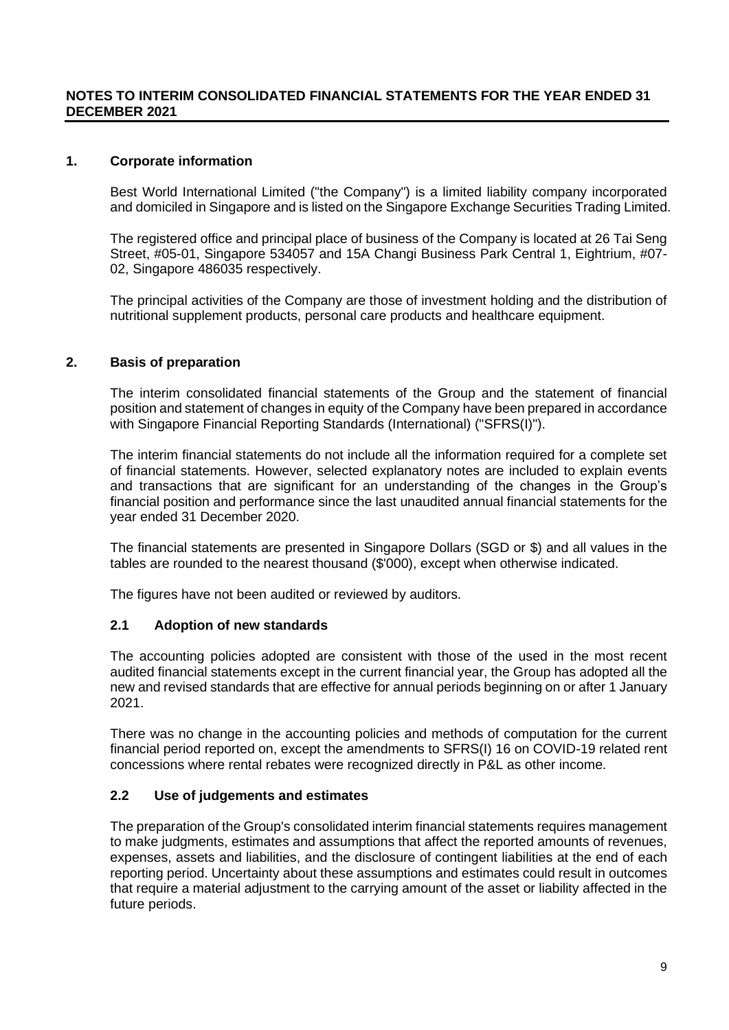## NOTES TO INTERIM CONSOLIDATED FINANCIAL STATEMENTS FOR THE YEAR ENDED 31 DECEMBER 2021

### 1. Corporate information

Best World International Limited ("the Company") is a limited liability company incorporated and domiciled in Singapore and is listed on the Singapore Exchange Securities Trading Limited.

The registered office and principal place of business of the Company is located at 26 Tai Seng Street, #05-01, Singapore 534057 and 15A Changi Business Park Central 1, Eightrium, #07-02, Singapore 486035 respectively.

The principal activities of the Company are those of investment holding and the distribution of nutritional supplement products, personal care products and healthcare equipment.

### 2. Basis of preparation

The interim consolidated financial statements of the Group and the statement of financial position and statement of changes in equity of the Company have been prepared in accordance with Singapore Financial Reporting Standards (International) ("SFRS(I)").

The interim financial statements do not include all the information required for a complete set of financial statements. However, selected explanatory notes are included to explain events and transactions that are significant for an understanding of the changes in the Group's financial position and performance since the last unaudited annual financial statements for the year ended 31 December 2020.

The financial statements are presented in Singapore Dollars (SGD or $) and all values in the tables are rounded to the nearest thousand ($'000), except when otherwise indicated.

The figures have not been audited or reviewed by auditors.

#### 2.1 Adoption of new standards

The accounting policies adopted are consistent with those of the used in the most recent audited financial statements except in the current financial year, the Group has adopted all the new and revised standards that are effective for annual periods beginning on or after 1 January 2021.

There was no change in the accounting policies and methods of computation for the current financial period reported on, except the amendments to SFRS(I) 16 on COVID-19 related rent concessions where rental rebates were recognized directly in P&L as other income.

#### 2.2 Use of judgements and estimates

The preparation of the Group's consolidated interim financial statements requires management to make judgments, estimates and assumptions that affect the reported amounts of revenues, expenses, assets and liabilities, and the disclosure of contingent liabilities at the end of each reporting period. Uncertainty about these assumptions and estimates could result in outcomes that require a material adjustment to the carrying amount of the asset or liability affected in the future periods.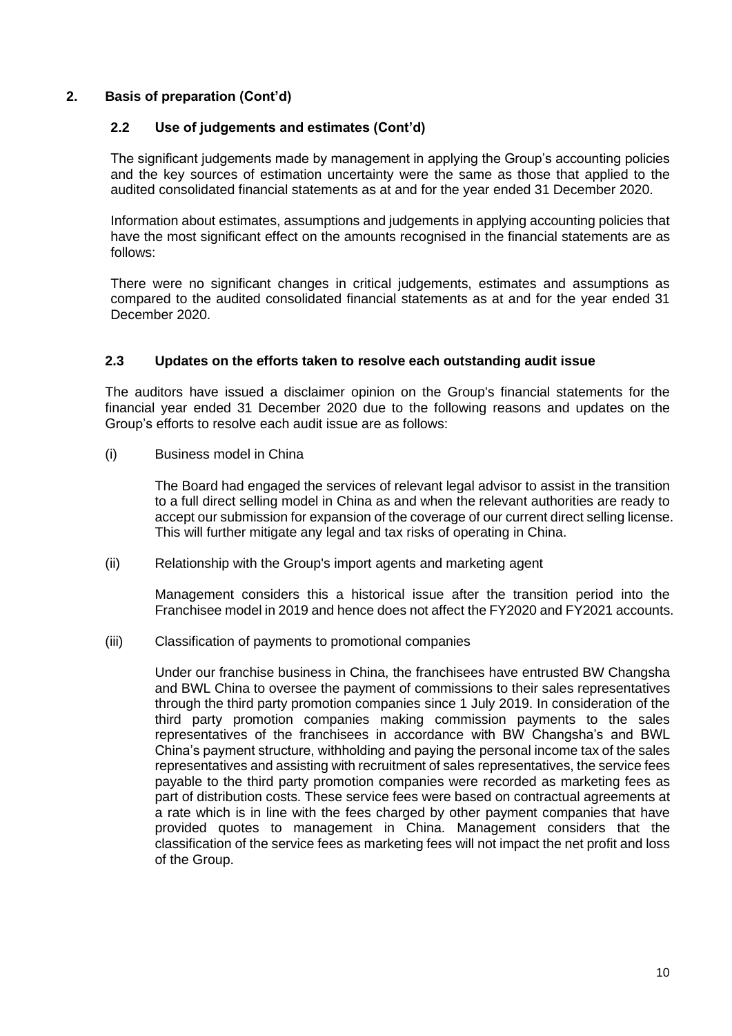## 2. Basis of preparation (Cont'd)

### 2.2 Use of judgements and estimates (Cont'd)

The significant judgements made by management in applying the Group's accounting policies and the key sources of estimation uncertainty were the same as those that applied to the audited consolidated financial statements as at and for the year ended 31 December 2020.

Information about estimates, assumptions and judgements in applying accounting policies that have the most significant effect on the amounts recognised in the financial statements are as follows:

There were no significant changes in critical judgements, estimates and assumptions as compared to the audited consolidated financial statements as at and for the year ended 31 December 2020.

### 2.3 Updates on the efforts taken to resolve each outstanding audit issue

The auditors have issued a disclaimer opinion on the Group's financial statements for the financial year ended 31 December 2020 due to the following reasons and updates on the Group's efforts to resolve each audit issue are as follows:

(i) Business model in China

The Board had engaged the services of relevant legal advisor to assist in the transition to a full direct selling model in China as and when the relevant authorities are ready to accept our submission for expansion of the coverage of our current direct selling license. This will further mitigate any legal and tax risks of operating in China.

(ii) Relationship with the Group's import agents and marketing agent

Management considers this a historical issue after the transition period into the Franchisee model in 2019 and hence does not affect the FY2020 and FY2021 accounts.

(iii) Classification of payments to promotional companies

Under our franchise business in China, the franchisees have entrusted BW Changsha and BWL China to oversee the payment of commissions to their sales representatives through the third party promotion companies since 1 July 2019. In consideration of the third party promotion companies making commission payments to the sales representatives of the franchisees in accordance with BW Changsha's and BWL China's payment structure, withholding and paying the personal income tax of the sales representatives and assisting with recruitment of sales representatives, the service fees payable to the third party promotion companies were recorded as marketing fees as part of distribution costs. These service fees were based on contractual agreements at a rate which is in line with the fees charged by other payment companies that have provided quotes to management in China. Management considers that the classification of the service fees as marketing fees will not impact the net profit and loss of the Group.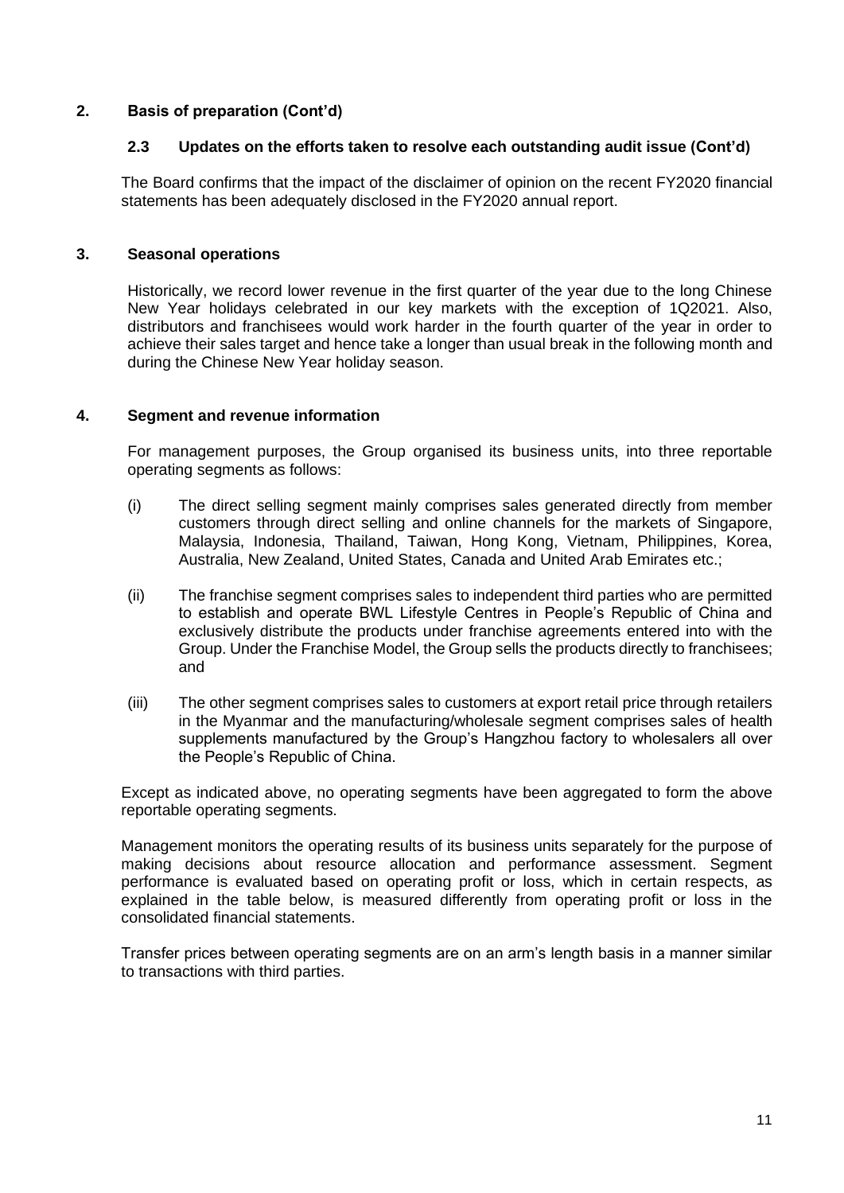## 2. Basis of preparation (Cont'd)

### 2.3 Updates on the efforts taken to resolve each outstanding audit issue (Cont'd)

The Board confirms that the impact of the disclaimer of opinion on the recent FY2020 financial statements has been adequately disclosed in the FY2020 annual report.

## 3. Seasonal operations

Historically, we record lower revenue in the first quarter of the year due to the long Chinese New Year holidays celebrated in our key markets with the exception of 1Q2021. Also, distributors and franchisees would work harder in the fourth quarter of the year in order to achieve their sales target and hence take a longer than usual break in the following month and during the Chinese New Year holiday season.

## 4. Segment and revenue information

For management purposes, the Group organised its business units, into three reportable operating segments as follows:

(i) The direct selling segment mainly comprises sales generated directly from member customers through direct selling and online channels for the markets of Singapore, Malaysia, Indonesia, Thailand, Taiwan, Hong Kong, Vietnam, Philippines, Korea, Australia, New Zealand, United States, Canada and United Arab Emirates etc.;

(ii) The franchise segment comprises sales to independent third parties who are permitted to establish and operate BWL Lifestyle Centres in People's Republic of China and exclusively distribute the products under franchise agreements entered into with the Group. Under the Franchise Model, the Group sells the products directly to franchisees; and

(iii) The other segment comprises sales to customers at export retail price through retailers in the Myanmar and the manufacturing/wholesale segment comprises sales of health supplements manufactured by the Group's Hangzhou factory to wholesalers all over the People's Republic of China.

Except as indicated above, no operating segments have been aggregated to form the above reportable operating segments.

Management monitors the operating results of its business units separately for the purpose of making decisions about resource allocation and performance assessment. Segment performance is evaluated based on operating profit or loss, which in certain respects, as explained in the table below, is measured differently from operating profit or loss in the consolidated financial statements.

Transfer prices between operating segments are on an arm's length basis in a manner similar to transactions with third parties.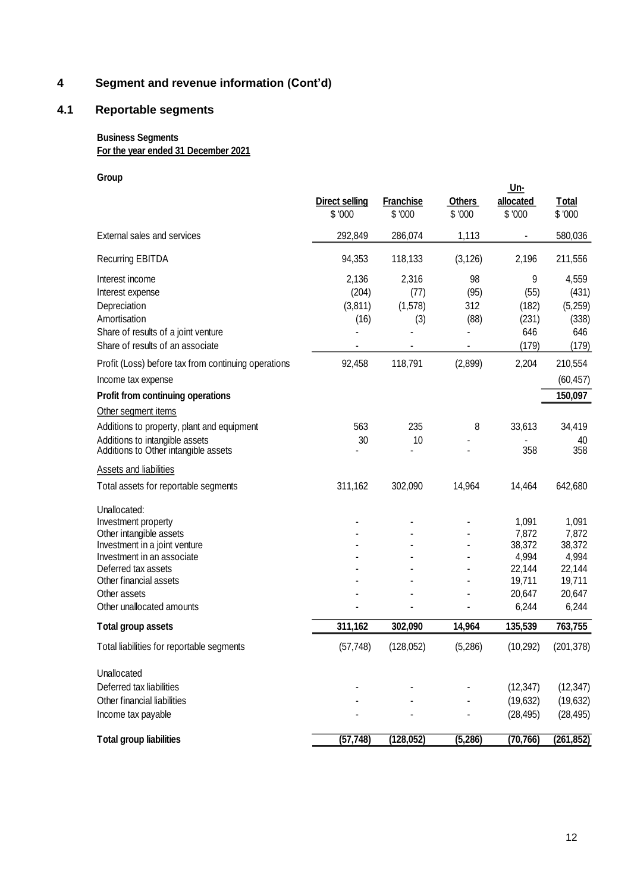# 4 Segment and revenue information (Cont'd)

## 4.1 Reportable segments

**Business Segments**
**For the year ended 31 December 2021**

**Group**

| | Direct selling | Franchise | Others | Un-allocated | Total |
|---|---|---|---|---|---|
| | $ '000 | $ '000 | $ '000 | $ '000 | $ '000 |
| External sales and services | 292,849 | 286,074 | 1,113 | - | 580,036 |
| Recurring EBITDA | 94,353 | 118,133 | (3,126) | 2,196 | 211,556 |
| Interest income | 2,136 | 2,316 | 98 | 9 | 4,559 |
| Interest expense | (204) | (77) | (95) | (55) | (431) |
| Depreciation | (3,811) | (1,578) | 312 | (182) | (5,259) |
| Amortisation | (16) | (3) | (88) | (231) | (338) |
| Share of results of a joint venture | - | - | - | 646 | 646 |
| Share of results of an associate | - | - | - | (179) | (179) |
| Profit (Loss) before tax from continuing operations | 92,458 | 118,791 | (2,899) | 2,204 | 210,554 |
| Income tax expense | | | | | (60,457) |
| **Profit from continuing operations** | | | | | **150,097** |
| Other segment items | | | | | |
| Additions to property, plant and equipment | 563 | 235 | 8 | 33,613 | 34,419 |
| Additions to intangible assets | 30 | 10 | - | - | 40 |
| Additions to Other intangible assets | - | - | - | 358 | 358 |
| Assets and liabilities | | | | | |
| Total assets for reportable segments | 311,162 | 302,090 | 14,964 | 14,464 | 642,680 |
| Unallocated: | | | | | |
| Investment property | - | - | - | 1,091 | 1,091 |
| Other intangible assets | - | - | - | 7,872 | 7,872 |
| Investment in a joint venture | - | - | - | 38,372 | 38,372 |
| Investment in an associate | - | - | - | 4,994 | 4,994 |
| Deferred tax assets | - | - | - | 22,144 | 22,144 |
| Other financial assets | - | - | - | 19,711 | 19,711 |
| Other assets | - | - | - | 20,647 | 20,647 |
| Other unallocated amounts | - | - | - | 6,244 | 6,244 |
| **Total group assets** | **311,162** | **302,090** | **14,964** | **135,539** | **763,755** |
| Total liabilities for reportable segments | (57,748) | (128,052) | (5,286) | (10,292) | (201,378) |
| Unallocated | | | | | |
| Deferred tax liabilities | - | - | - | (12,347) | (12,347) |
| Other financial liabilities | - | - | - | (19,632) | (19,632) |
| Income tax payable | - | - | - | (28,495) | (28,495) |
| **Total group liabilities** | **(57,748)** | **(128,052)** | **(5,286)** | **(70,766)** | **(261,852)** |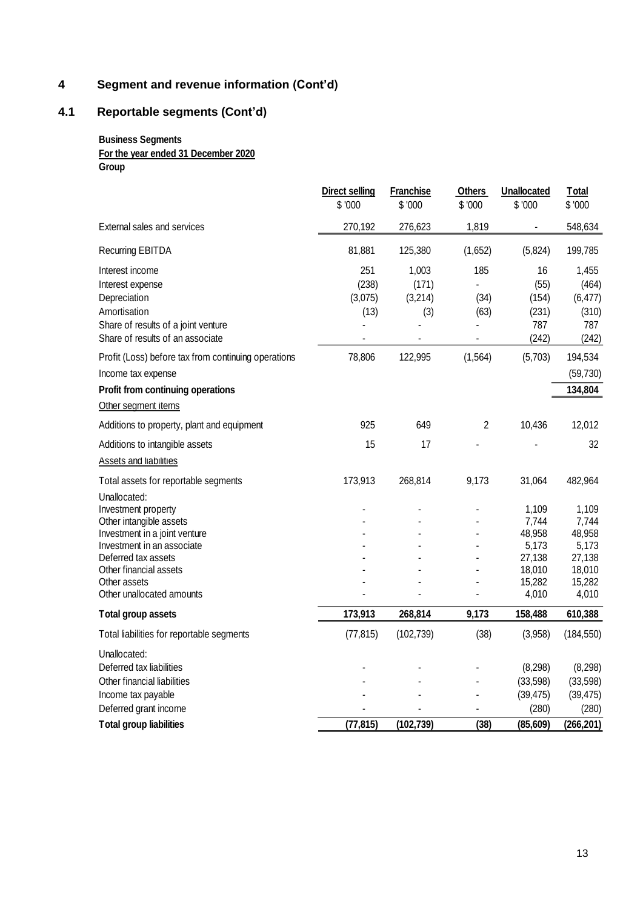# 4 Segment and revenue information (Cont'd)

## 4.1 Reportable segments (Cont'd)

**Business Segments**
**For the year ended 31 December 2020**
**Group**

| | Direct selling | Franchise | Others | Unallocated | Total |
|---|---|---|---|---|---|
| | $ '000 | $ '000 | $ '000 | $ '000 | $ '000 |
| External sales and services | 270,192 | 276,623 | 1,819 | - | 548,634 |
| Recurring EBITDA | 81,881 | 125,380 | (1,652) | (5,824) | 199,785 |
| Interest income | 251 | 1,003 | 185 | 16 | 1,455 |
| Interest expense | (238) | (171) | - | (55) | (464) |
| Depreciation | (3,075) | (3,214) | (34) | (154) | (6,477) |
| Amortisation | (13) | (3) | (63) | (231) | (310) |
| Share of results of a joint venture | - | - | - | 787 | 787 |
| Share of results of an associate | - | - | - | (242) | (242) |
| Profit (Loss) before tax from continuing operations | 78,806 | 122,995 | (1,564) | (5,703) | 194,534 |
| Income tax expense | | | | | (59,730) |
| **Profit from continuing operations** | | | | | **134,804** |
| Other segment items | | | | | |
| Additions to property, plant and equipment | 925 | 649 | 2 | 10,436 | 12,012 |
| Additions to intangible assets | 15 | 17 | - | - | 32 |
| Assets and liabilities | | | | | |
| Total assets for reportable segments | 173,913 | 268,814 | 9,173 | 31,064 | 482,964 |
| Unallocated: | | | | | |
| Investment property | - | - | - | 1,109 | 1,109 |
| Other intangible assets | - | - | - | 7,744 | 7,744 |
| Investment in a joint venture | - | - | - | 48,958 | 48,958 |
| Investment in an associate | - | - | - | 5,173 | 5,173 |
| Deferred tax assets | - | - | - | 27,138 | 27,138 |
| Other financial assets | - | - | - | 18,010 | 18,010 |
| Other assets | - | - | - | 15,282 | 15,282 |
| Other unallocated amounts | - | - | - | 4,010 | 4,010 |
| **Total group assets** | **173,913** | **268,814** | **9,173** | **158,488** | **610,388** |
| Total liabilities for reportable segments | (77,815) | (102,739) | (38) | (3,958) | (184,550) |
| Unallocated: | | | | | |
| Deferred tax liabilities | - | - | - | (8,298) | (8,298) |
| Other financial liabilities | - | - | - | (33,598) | (33,598) |
| Income tax payable | - | - | - | (39,475) | (39,475) |
| Deferred grant income | - | - | - | (280) | (280) |
| **Total group liabilities** | **(77,815)** | **(102,739)** | **(38)** | **(85,609)** | **(266,201)** |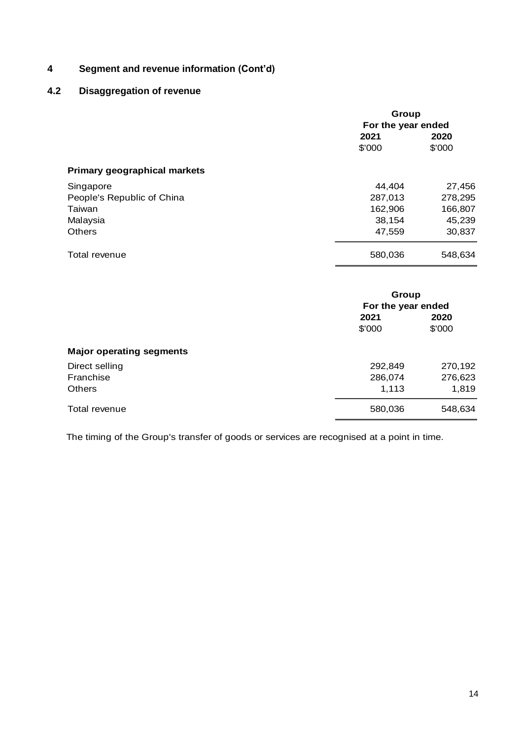## 4 Segment and revenue information (Cont'd)

### 4.2 Disaggregation of revenue

| | Group | |
|---|---|---|
| | For the year ended | |
| | 2021 | 2020 |
| | $'000 | $'000 |
| **Primary geographical markets** | | |
| Singapore | 44,404 | 27,456 |
| People's Republic of China | 287,013 | 278,295 |
| Taiwan | 162,906 | 166,807 |
| Malaysia | 38,154 | 45,239 |
| Others | 47,559 | 30,837 |
| Total revenue | 580,036 | 548,634 |

| | Group | |
|---|---|---|
| | For the year ended | |
| | 2021 | 2020 |
| | $'000 | $'000 |
| **Major operating segments** | | |
| Direct selling | 292,849 | 270,192 |
| Franchise | 286,074 | 276,623 |
| Others | 1,113 | 1,819 |
| Total revenue | 580,036 | 548,634 |

The timing of the Group's transfer of goods or services are recognised at a point in time.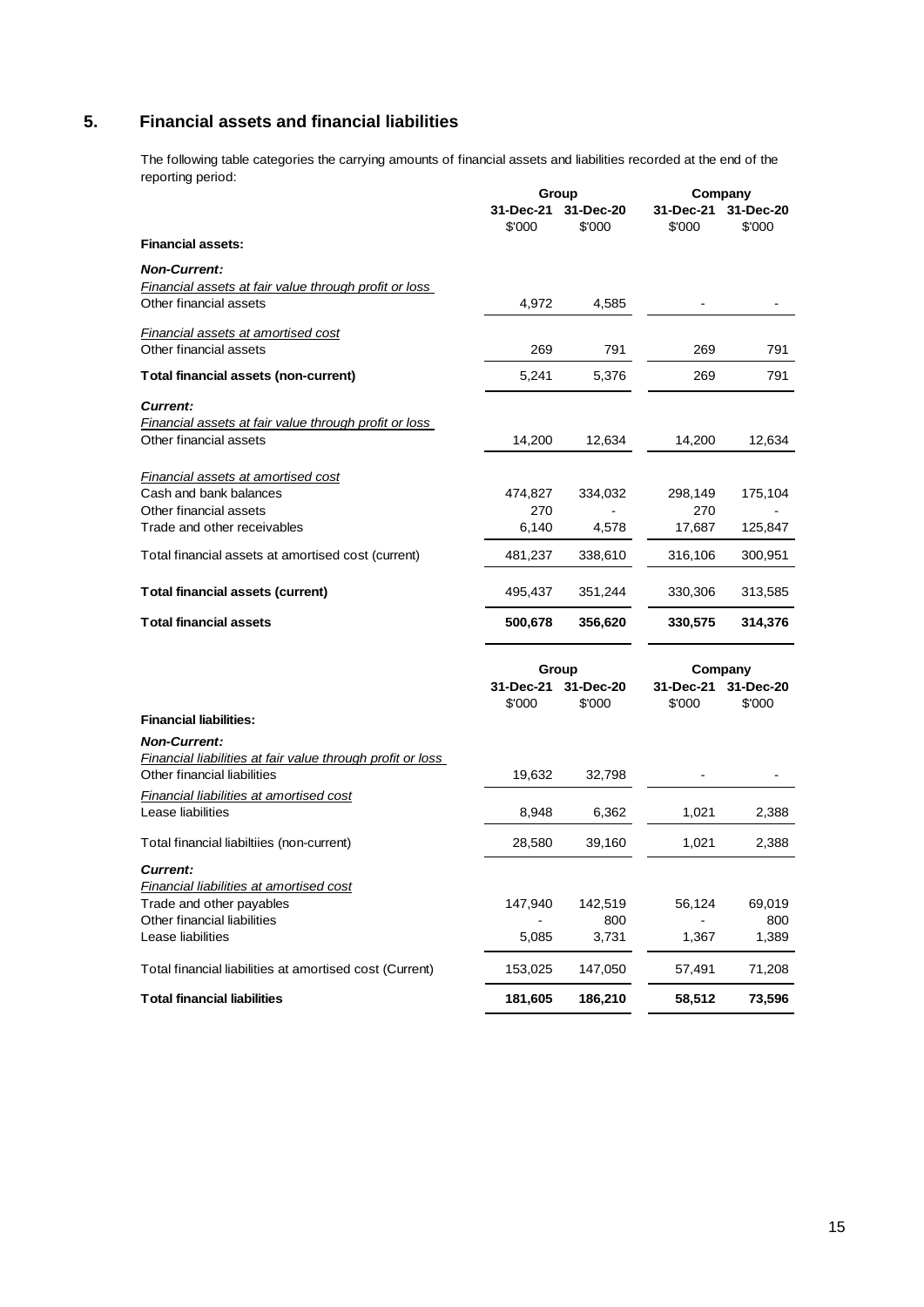## 5. Financial assets and financial liabilities

The following table categories the carrying amounts of financial assets and liabilities recorded at the end of the reporting period:

| | Group | | Company | |
|---|---|---|---|---|
| | 31-Dec-21 | 31-Dec-20 | 31-Dec-21 | 31-Dec-20 |
| | $'000 | $'000 | $'000 | $'000 |
| **Financial assets:** | | | | |
| ***Non-Current:*** | | | | |
| *Financial assets at fair value through profit or loss* | | | | |
| Other financial assets | 4,972 | 4,585 | - | - |
| *Financial assets at amortised cost* | | | | |
| Other financial assets | 269 | 791 | 269 | 791 |
| **Total financial assets (non-current)** | 5,241 | 5,376 | 269 | 791 |
| ***Current:*** | | | | |
| *Financial assets at fair value through profit or loss* | | | | |
| Other financial assets | 14,200 | 12,634 | 14,200 | 12,634 |
| *Financial assets at amortised cost* | | | | |
| Cash and bank balances | 474,827 | 334,032 | 298,149 | 175,104 |
| Other financial assets | 270 | - | 270 | - |
| Trade and other receivables | 6,140 | 4,578 | 17,687 | 125,847 |
| Total financial assets at amortised cost (current) | 481,237 | 338,610 | 316,106 | 300,951 |
| **Total financial assets (current)** | 495,437 | 351,244 | 330,306 | 313,585 |
| **Total financial assets** | **500,678** | **356,620** | **330,575** | **314,376** |

| | Group | | Company | |
|---|---|---|---|---|
| | 31-Dec-21 | 31-Dec-20 | 31-Dec-21 | 31-Dec-20 |
| | $'000 | $'000 | $'000 | $'000 |
| **Financial liabilities:** | | | | |
| ***Non-Current:*** | | | | |
| *Financial liabilities at fair value through profit or loss* | | | | |
| Other financial liabilities | 19,632 | 32,798 | - | - |
| *Financial liabilities at amortised cost* | | | | |
| Lease liabilities | 8,948 | 6,362 | 1,021 | 2,388 |
| Total financial liabiltiies (non-current) | 28,580 | 39,160 | 1,021 | 2,388 |
| ***Current:*** | | | | |
| *Financial liabilities at amortised cost* | | | | |
| Trade and other payables | 147,940 | 142,519 | 56,124 | 69,019 |
| Other financial liabilities | - | 800 | - | 800 |
| Lease liabilities | 5,085 | 3,731 | 1,367 | 1,389 |
| Total financial liabilities at amortised cost (Current) | 153,025 | 147,050 | 57,491 | 71,208 |
| **Total financial liabilities** | **181,605** | **186,210** | **58,512** | **73,596** |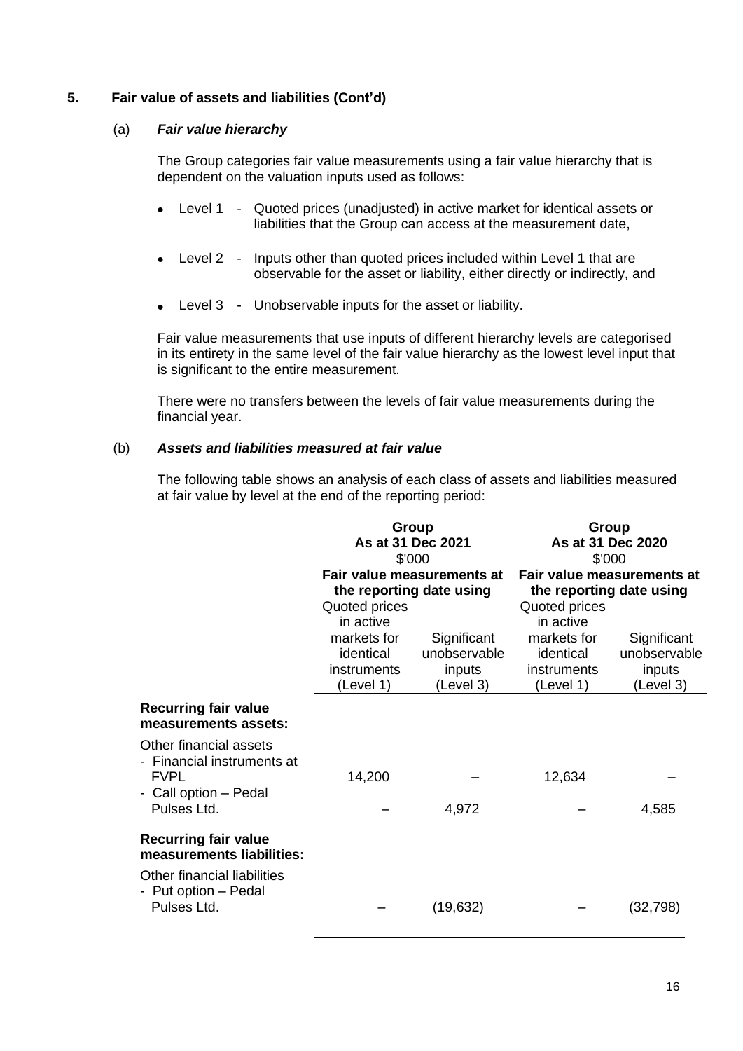## 5. Fair value of assets and liabilities (Cont'd)

### (a) *Fair value hierarchy*

The Group categories fair value measurements using a fair value hierarchy that is dependent on the valuation inputs used as follows:

- Level 1 - Quoted prices (unadjusted) in active market for identical assets or liabilities that the Group can access at the measurement date,
- Level 2 - Inputs other than quoted prices included within Level 1 that are observable for the asset or liability, either directly or indirectly, and
- Level 3 - Unobservable inputs for the asset or liability.

Fair value measurements that use inputs of different hierarchy levels are categorised in its entirety in the same level of the fair value hierarchy as the lowest level input that is significant to the entire measurement.

There were no transfers between the levels of fair value measurements during the financial year.

### (b) *Assets and liabilities measured at fair value*

The following table shows an analysis of each class of assets and liabilities measured at fair value by level at the end of the reporting period:

| | **Group As at 31 Dec 2021 $'000** | | **Group As at 31 Dec 2020 $'000** | |
|---|---|---|---|---|
| | **Fair value measurements at the reporting date using** | | **Fair value measurements at the reporting date using** | |
| | Quoted prices in active markets for identical instruments (Level 1) | Significant unobservable inputs (Level 3) | Quoted prices in active markets for identical instruments (Level 1) | Significant unobservable inputs (Level 3) |
| **Recurring fair value measurements assets:** | | | | |
| Other financial assets | | | | |
| - Financial instruments at FVPL | 14,200 | – | 12,634 | – |
| - Call option – Pedal Pulses Ltd. | – | 4,972 | – | 4,585 |
| **Recurring fair value measurements liabilities:** | | | | |
| Other financial liabilities | | | | |
| - Put option – Pedal Pulses Ltd. | – | (19,632) | – | (32,798) |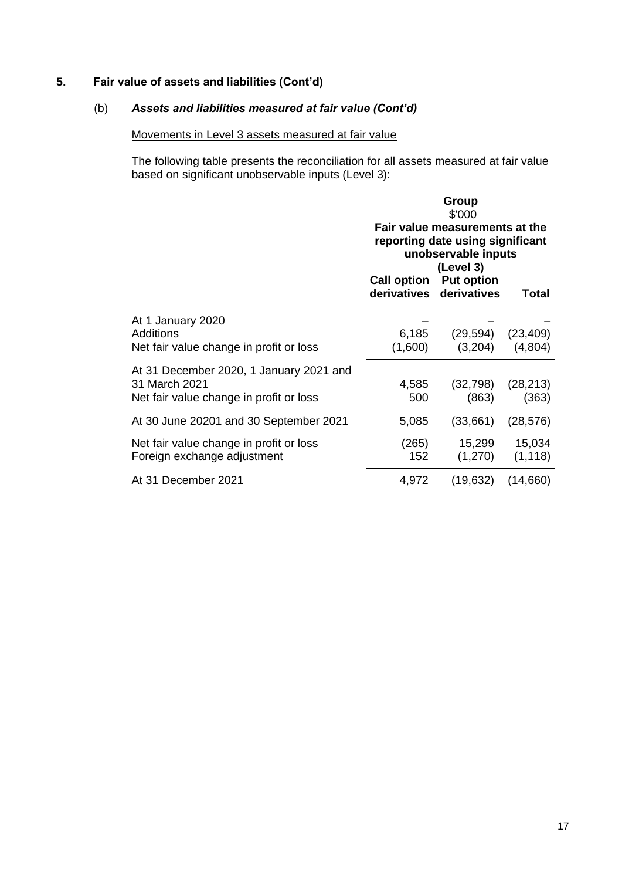## 5. Fair value of assets and liabilities (Cont'd)

### (b) *Assets and liabilities measured at fair value (Cont'd)*

Movements in Level 3 assets measured at fair value

The following table presents the reconciliation for all assets measured at fair value based on significant unobservable inputs (Level 3):

| | Group<br>$'000<br>Fair value measurements at the reporting date using significant unobservable inputs (Level 3) | | |
|---|---|---|---|
| | **Call option derivatives** | **Put option derivatives** | **Total** |
| At 1 January 2020 | – | – | – |
| Additions | 6,185 | (29,594) | (23,409) |
| Net fair value change in profit or loss | (1,600) | (3,204) | (4,804) |
| At 31 December 2020, 1 January 2021 and 31 March 2021 | 4,585 | (32,798) | (28,213) |
| Net fair value change in profit or loss | 500 | (863) | (363) |
| At 30 June 20201 and 30 September 2021 | 5,085 | (33,661) | (28,576) |
| Net fair value change in profit or loss | (265) | 15,299 | 15,034 |
| Foreign exchange adjustment | 152 | (1,270) | (1,118) |
| At 31 December 2021 | 4,972 | (19,632) | (14,660) |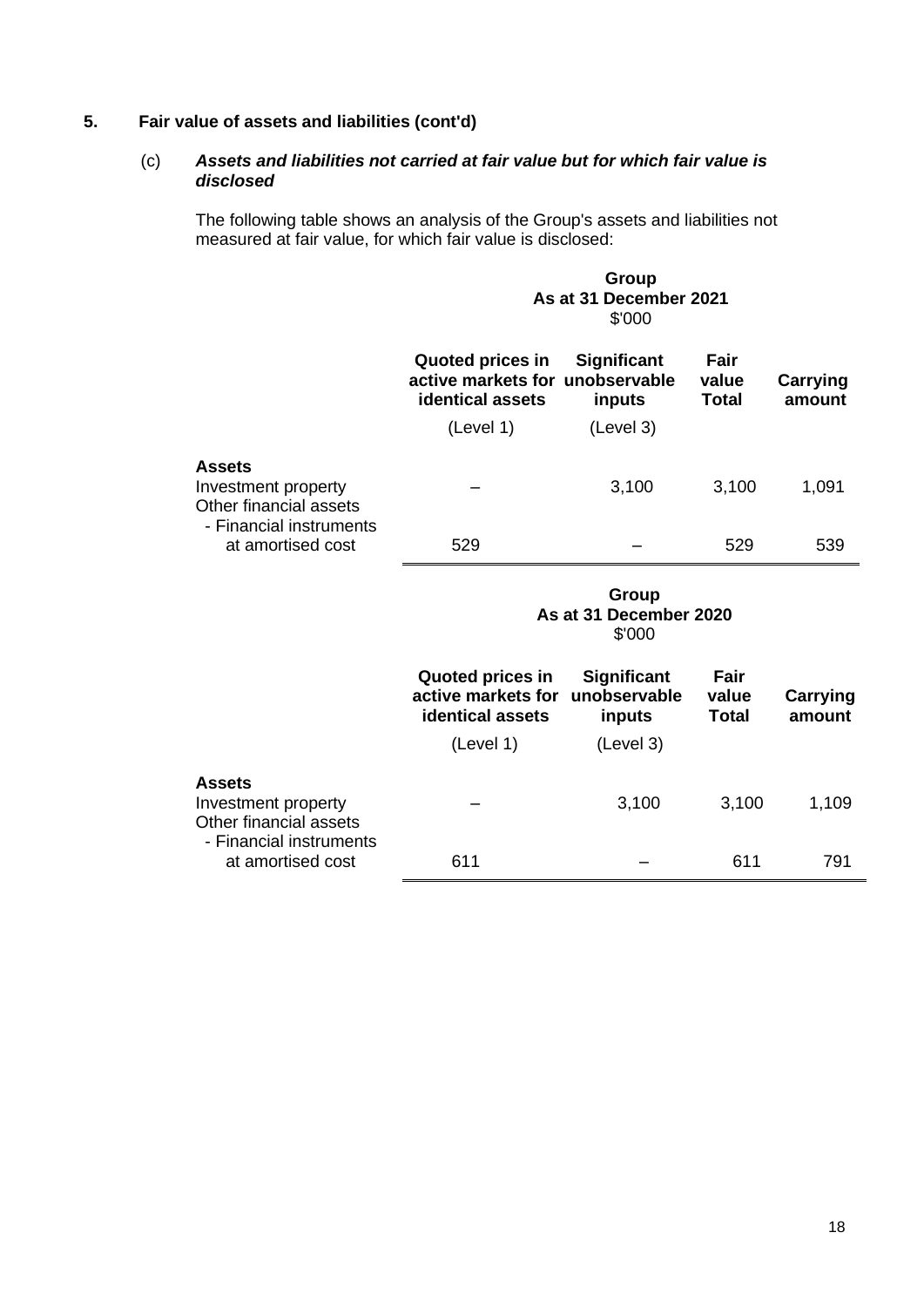## 5. Fair value of assets and liabilities (cont'd)

### (c) *Assets and liabilities not carried at fair value but for which fair value is disclosed*

The following table shows an analysis of the Group's assets and liabilities not measured at fair value, for which fair value is disclosed:

| | Group As at 31 December 2021 $'000 | | | |
|---|---|---|---|---|
| | **Quoted prices in active markets for identical assets** (Level 1) | **Significant unobservable inputs** (Level 3) | **Fair value Total** | **Carrying amount** |
| **Assets** | | | | |
| Investment property | – | 3,100 | 3,100 | 1,091 |
| Other financial assets - Financial instruments at amortised cost | 529 | – | 529 | 539 |

| | Group As at 31 December 2020 $'000 | | | |
|---|---|---|---|---|
| | **Quoted prices in active markets for identical assets** (Level 1) | **Significant unobservable inputs** (Level 3) | **Fair value Total** | **Carrying amount** |
| **Assets** | | | | |
| Investment property | – | 3,100 | 3,100 | 1,109 |
| Other financial assets - Financial instruments at amortised cost | 611 | – | 611 | 791 |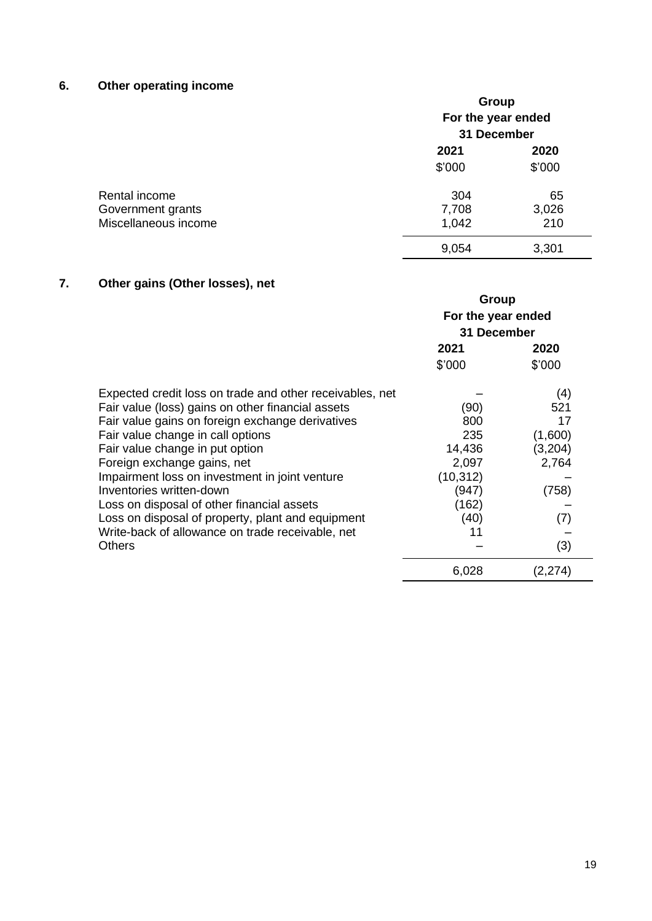## 6. Other operating income

| | Group | |
|---|---|---|
| | For the year ended 31 December | |
| | 2021 | 2020 |
| | $'000 | $'000 |
| Rental income | 304 | 65 |
| Government grants | 7,708 | 3,026 |
| Miscellaneous income | 1,042 | 210 |
| | 9,054 | 3,301 |

## 7. Other gains (Other losses), net

| | Group | |
|---|---|---|
| | For the year ended 31 December | |
| | 2021 | 2020 |
| | $'000 | $'000 |
| Expected credit loss on trade and other receivables, net | – | (4) |
| Fair value (loss) gains on other financial assets | (90) | 521 |
| Fair value gains on foreign exchange derivatives | 800 | 17 |
| Fair value change in call options | 235 | (1,600) |
| Fair value change in put option | 14,436 | (3,204) |
| Foreign exchange gains, net | 2,097 | 2,764 |
| Impairment loss on investment in joint venture | (10,312) | – |
| Inventories written-down | (947) | (758) |
| Loss on disposal of other financial assets | (162) | – |
| Loss on disposal of property, plant and equipment | (40) | (7) |
| Write-back of allowance on trade receivable, net | 11 | – |
| Others | – | (3) |
| | 6,028 | (2,274) |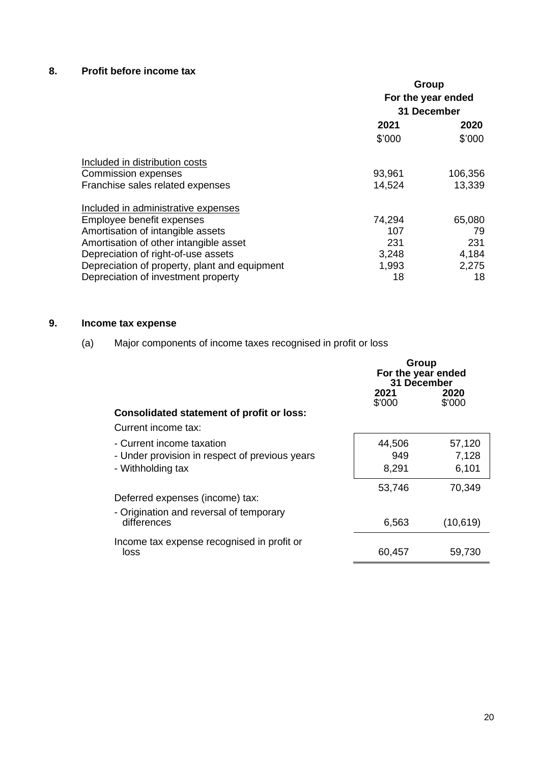## 8. Profit before income tax

| | Group | |
|---|---|---|
| | For the year ended 31 December | |
| | 2021 | 2020 |
| | $'000 | $'000 |
| Included in distribution costs | | |
| Commission expenses | 93,961 | 106,356 |
| Franchise sales related expenses | 14,524 | 13,339 |
| Included in administrative expenses | | |
| Employee benefit expenses | 74,294 | 65,080 |
| Amortisation of intangible assets | 107 | 79 |
| Amortisation of other intangible asset | 231 | 231 |
| Depreciation of right-of-use assets | 3,248 | 4,184 |
| Depreciation of property, plant and equipment | 1,993 | 2,275 |
| Depreciation of investment property | 18 | 18 |

## 9. Income tax expense

(a) Major components of income taxes recognised in profit or loss

| | Group | |
|---|---|---|
| | For the year ended 31 December | |
| | 2021 | 2020 |
| **Consolidated statement of profit or loss:** | $'000 | $'000 |
| Current income tax: | | |
| - Current income taxation | 44,506 | 57,120 |
| - Under provision in respect of previous years | 949 | 7,128 |
| - Withholding tax | 8,291 | 6,101 |
| | 53,746 | 70,349 |
| Deferred expenses (income) tax: | | |
| - Origination and reversal of temporary differences | 6,563 | (10,619) |
| Income tax expense recognised in profit or loss | 60,457 | 59,730 |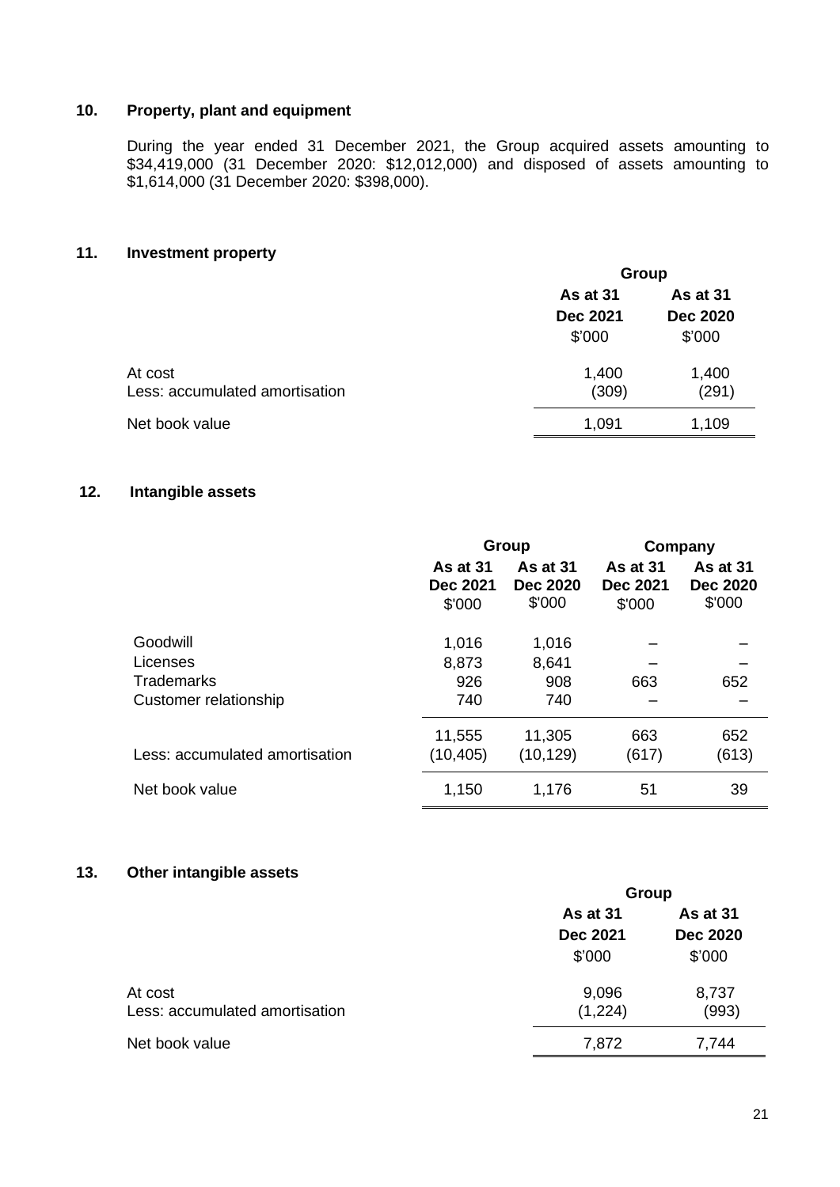## 10. Property, plant and equipment

During the year ended 31 December 2021, the Group acquired assets amounting to $34,419,000 (31 December 2020: $12,012,000) and disposed of assets amounting to $1,614,000 (31 December 2020: $398,000).

## 11. Investment property

| | Group | |
|---|---|---|
| | As at 31 Dec 2021 | As at 31 Dec 2020 |
| | $'000 | $'000 |
| At cost | 1,400 | 1,400 |
| Less: accumulated amortisation | (309) | (291) |
| Net book value | 1,091 | 1,109 |

## 12. Intangible assets

| | Group | | Company | |
|---|---|---|---|---|
| | As at 31 Dec 2021 | As at 31 Dec 2020 | As at 31 Dec 2021 | As at 31 Dec 2020 |
| | $'000 | $'000 | $'000 | $'000 |
| Goodwill | 1,016 | 1,016 | – | – |
| Licenses | 8,873 | 8,641 | – | – |
| Trademarks | 926 | 908 | 663 | 652 |
| Customer relationship | 740 | 740 | – | – |
| | 11,555 | 11,305 | 663 | 652 |
| Less: accumulated amortisation | (10,405) | (10,129) | (617) | (613) |
| Net book value | 1,150 | 1,176 | 51 | 39 |

## 13. Other intangible assets

| | Group | |
|---|---|---|
| | As at 31 Dec 2021 | As at 31 Dec 2020 |
| | $'000 | $'000 |
| At cost | 9,096 | 8,737 |
| Less: accumulated amortisation | (1,224) | (993) |
| Net book value | 7,872 | 7,744 |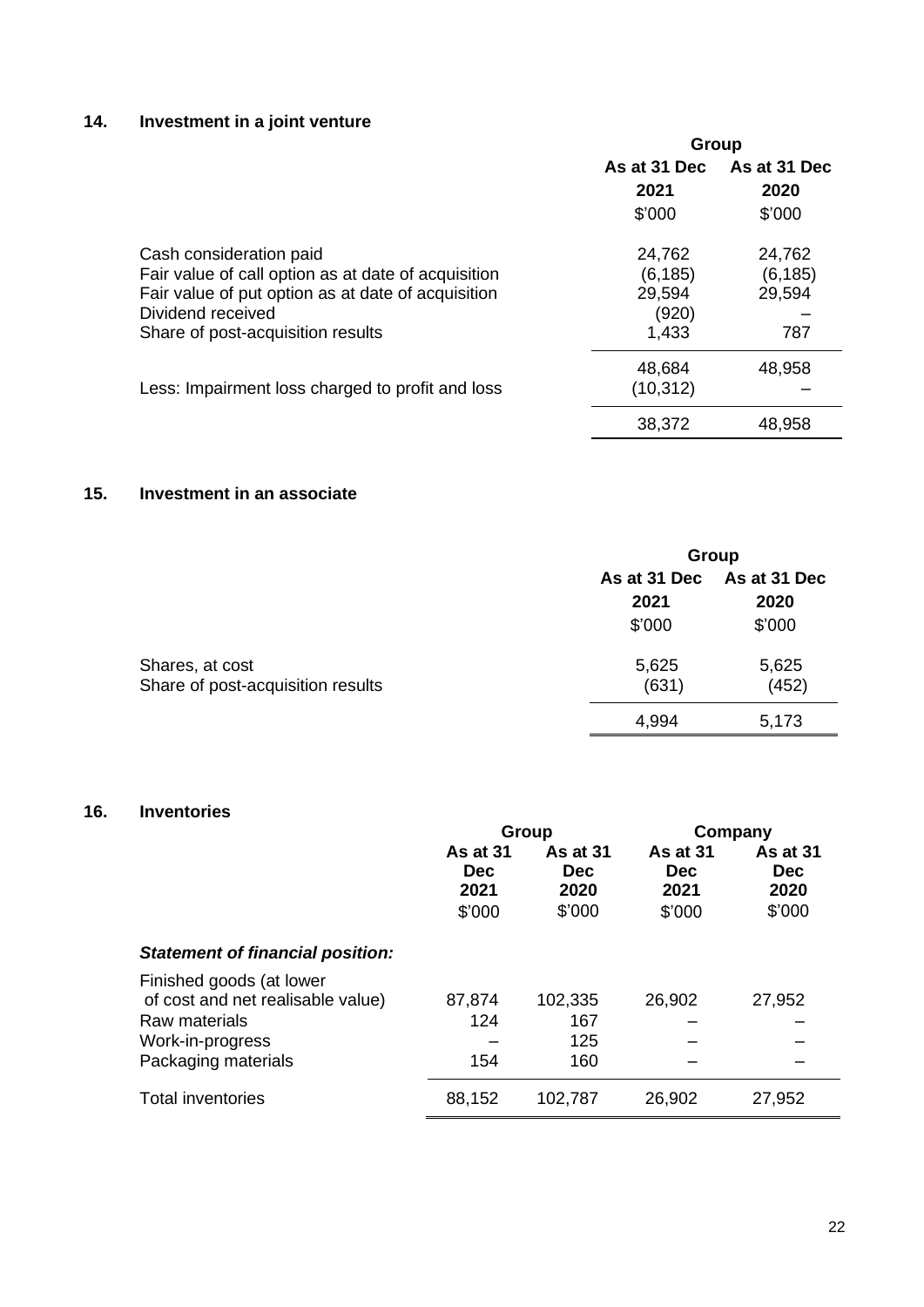## 14. Investment in a joint venture

| | Group | |
|---|---|---|
| | As at 31 Dec 2021 | As at 31 Dec 2020 |
| | $'000 | $'000 |
| Cash consideration paid | 24,762 | 24,762 |
| Fair value of call option as at date of acquisition | (6,185) | (6,185) |
| Fair value of put option as at date of acquisition | 29,594 | 29,594 |
| Dividend received | (920) | – |
| Share of post-acquisition results | 1,433 | 787 |
| | 48,684 | 48,958 |
| Less: Impairment loss charged to profit and loss | (10,312) | – |
| | 38,372 | 48,958 |

## 15. Investment in an associate

| | Group | |
|---|---|---|
| | As at 31 Dec 2021 | As at 31 Dec 2020 |
| | $'000 | $'000 |
| Shares, at cost | 5,625 | 5,625 |
| Share of post-acquisition results | (631) | (452) |
| | 4,994 | 5,173 |

## 16. Inventories

| | Group | | Company | |
|---|---|---|---|---|
| | As at 31 Dec 2021 | As at 31 Dec 2020 | As at 31 Dec 2021 | As at 31 Dec 2020 |
| | $'000 | $'000 | $'000 | $'000 |
| ***Statement of financial position:*** | | | | |
| Finished goods (at lower of cost and net realisable value) | 87,874 | 102,335 | 26,902 | 27,952 |
| Raw materials | 124 | 167 | – | – |
| Work-in-progress | – | 125 | – | – |
| Packaging materials | 154 | 160 | – | – |
| Total inventories | 88,152 | 102,787 | 26,902 | 27,952 |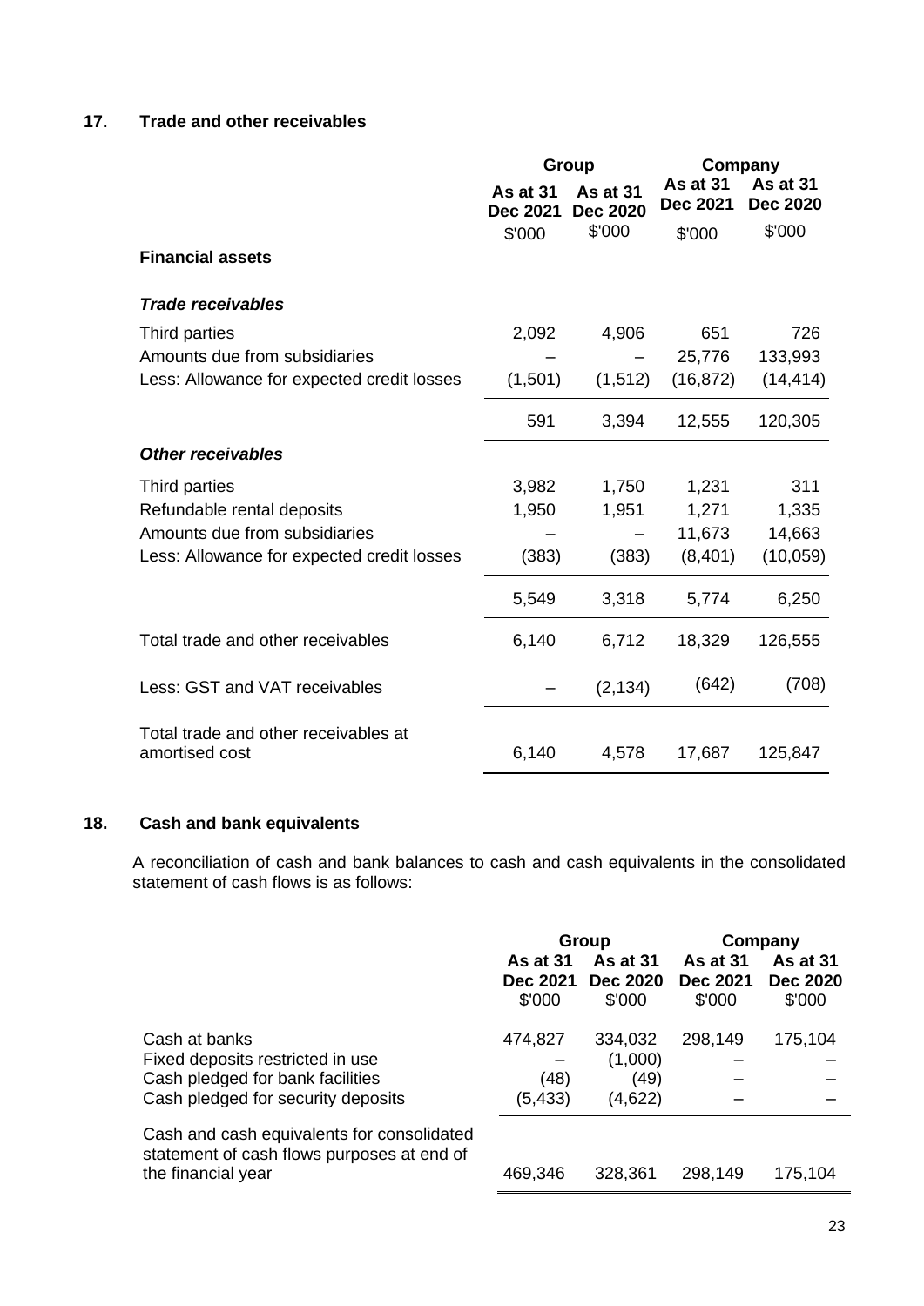## 17. Trade and other receivables

| | Group | | Company | |
|---|---|---|---|---|
| | As at 31 Dec 2021 | As at 31 Dec 2020 | As at 31 Dec 2021 | As at 31 Dec 2020 |
| | $'000 | $'000 | $'000 | $'000 |
| **Financial assets** | | | | |
| ***Trade receivables*** | | | | |
| Third parties | 2,092 | 4,906 | 651 | 726 |
| Amounts due from subsidiaries | – | – | 25,776 | 133,993 |
| Less: Allowance for expected credit losses | (1,501) | (1,512) | (16,872) | (14,414) |
| | 591 | 3,394 | 12,555 | 120,305 |
| ***Other receivables*** | | | | |
| Third parties | 3,982 | 1,750 | 1,231 | 311 |
| Refundable rental deposits | 1,950 | 1,951 | 1,271 | 1,335 |
| Amounts due from subsidiaries | – | – | 11,673 | 14,663 |
| Less: Allowance for expected credit losses | (383) | (383) | (8,401) | (10,059) |
| | 5,549 | 3,318 | 5,774 | 6,250 |
| Total trade and other receivables | 6,140 | 6,712 | 18,329 | 126,555 |
| Less: GST and VAT receivables | – | (2,134) | (642) | (708) |
| Total trade and other receivables at amortised cost | 6,140 | 4,578 | 17,687 | 125,847 |

## 18. Cash and bank equivalents

A reconciliation of cash and bank balances to cash and cash equivalents in the consolidated statement of cash flows is as follows:

| | Group | | Company | |
|---|---|---|---|---|
| | As at 31 Dec 2021 | As at 31 Dec 2020 | As at 31 Dec 2021 | As at 31 Dec 2020 |
| | $'000 | $'000 | $'000 | $'000 |
| Cash at banks | 474,827 | 334,032 | 298,149 | 175,104 |
| Fixed deposits restricted in use | – | (1,000) | – | – |
| Cash pledged for bank facilities | (48) | (49) | – | – |
| Cash pledged for security deposits | (5,433) | (4,622) | – | – |
| Cash and cash equivalents for consolidated statement of cash flows purposes at end of the financial year | 469,346 | 328,361 | 298,149 | 175,104 |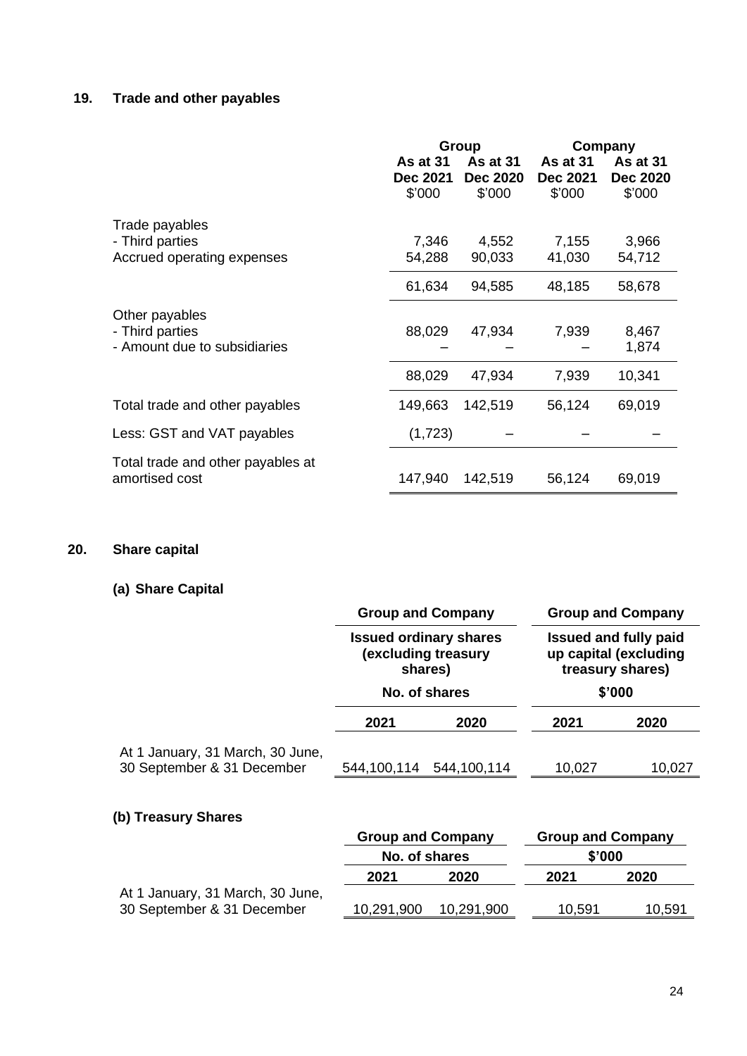## 19. Trade and other payables

| | Group | | Company | |
|---|---|---|---|---|
| | As at 31 Dec 2021 | As at 31 Dec 2020 | As at 31 Dec 2021 | As at 31 Dec 2020 |
| | $'000 | $'000 | $'000 | $'000 |
| Trade payables | | | | |
| - Third parties | 7,346 | 4,552 | 7,155 | 3,966 |
| Accrued operating expenses | 54,288 | 90,033 | 41,030 | 54,712 |
| | 61,634 | 94,585 | 48,185 | 58,678 |
| Other payables | | | | |
| - Third parties | 88,029 | 47,934 | 7,939 | 8,467 |
| - Amount due to subsidiaries | – | – | – | 1,874 |
| | 88,029 | 47,934 | 7,939 | 10,341 |
| Total trade and other payables | 149,663 | 142,519 | 56,124 | 69,019 |
| Less: GST and VAT payables | (1,723) | – | – | – |
| Total trade and other payables at amortised cost | 147,940 | 142,519 | 56,124 | 69,019 |

## 20. Share capital

### (a) Share Capital

| | Group and Company | | Group and Company | |
|---|---|---|---|---|
| | Issued ordinary shares (excluding treasury shares) | | Issued and fully paid up capital (excluding treasury shares) | |
| | No. of shares | | $'000 | |
| | 2021 | 2020 | 2021 | 2020 |
| At 1 January, 31 March, 30 June, 30 September & 31 December | 544,100,114 | 544,100,114 | 10,027 | 10,027 |

### (b) Treasury Shares

| | Group and Company | | Group and Company | |
|---|---|---|---|---|
| | No. of shares | | $'000 | |
| | 2021 | 2020 | 2021 | 2020 |
| At 1 January, 31 March, 30 June, 30 September & 31 December | 10,291,900 | 10,291,900 | 10,591 | 10,591 |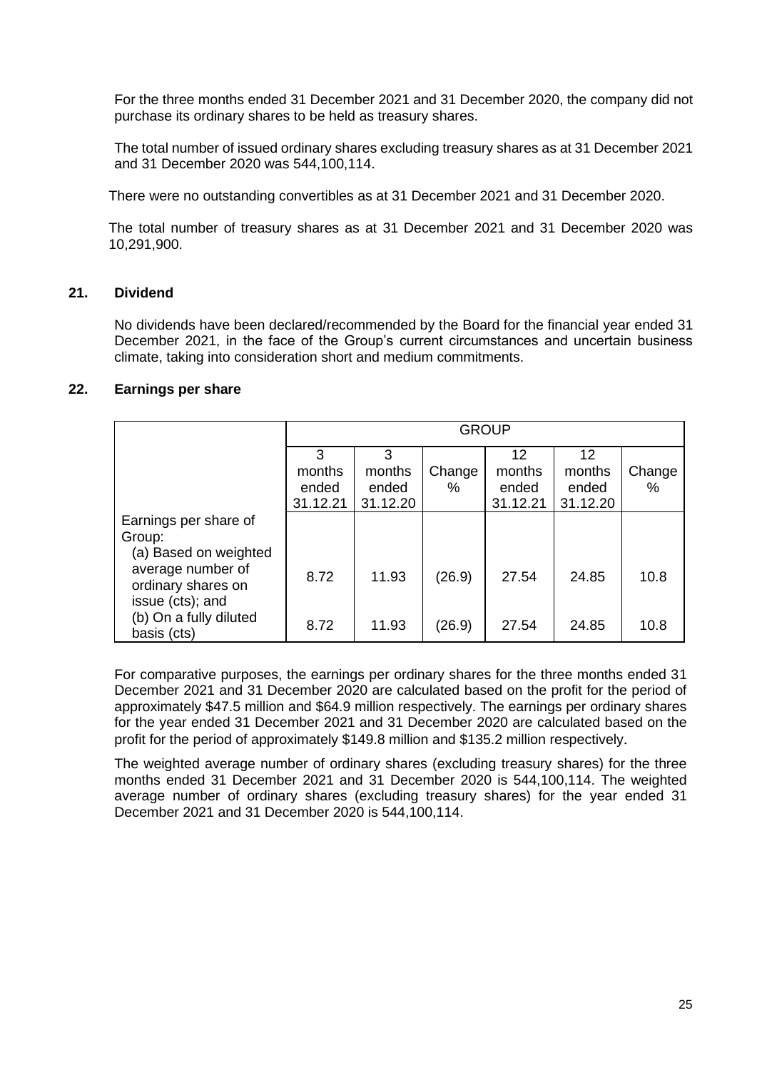For the three months ended 31 December 2021 and 31 December 2020, the company did not purchase its ordinary shares to be held as treasury shares.

The total number of issued ordinary shares excluding treasury shares as at 31 December 2021 and 31 December 2020 was 544,100,114.

There were no outstanding convertibles as at 31 December 2021 and 31 December 2020.

The total number of treasury shares as at 31 December 2021 and 31 December 2020 was 10,291,900.

## 21. Dividend

No dividends have been declared/recommended by the Board for the financial year ended 31 December 2021, in the face of the Group's current circumstances and uncertain business climate, taking into consideration short and medium commitments.

## 22. Earnings per share

| | GROUP | | | | | |
|---|---|---|---|---|---|---|
| | 3 months ended 31.12.21 | 3 months ended 31.12.20 | Change % | 12 months ended 31.12.21 | 12 months ended 31.12.20 | Change % |
| Earnings per share of Group:<br>(a) Based on weighted average number of ordinary shares on issue (cts); and | 8.72 | 11.93 | (26.9) | 27.54 | 24.85 | 10.8 |
| (b) On a fully diluted basis (cts) | 8.72 | 11.93 | (26.9) | 27.54 | 24.85 | 10.8 |

For comparative purposes, the earnings per ordinary shares for the three months ended 31 December 2021 and 31 December 2020 are calculated based on the profit for the period of approximately $47.5 million and $64.9 million respectively. The earnings per ordinary shares for the year ended 31 December 2021 and 31 December 2020 are calculated based on the profit for the period of approximately $149.8 million and $135.2 million respectively.

The weighted average number of ordinary shares (excluding treasury shares) for the three months ended 31 December 2021 and 31 December 2020 is 544,100,114. The weighted average number of ordinary shares (excluding treasury shares) for the year ended 31 December 2021 and 31 December 2020 is 544,100,114.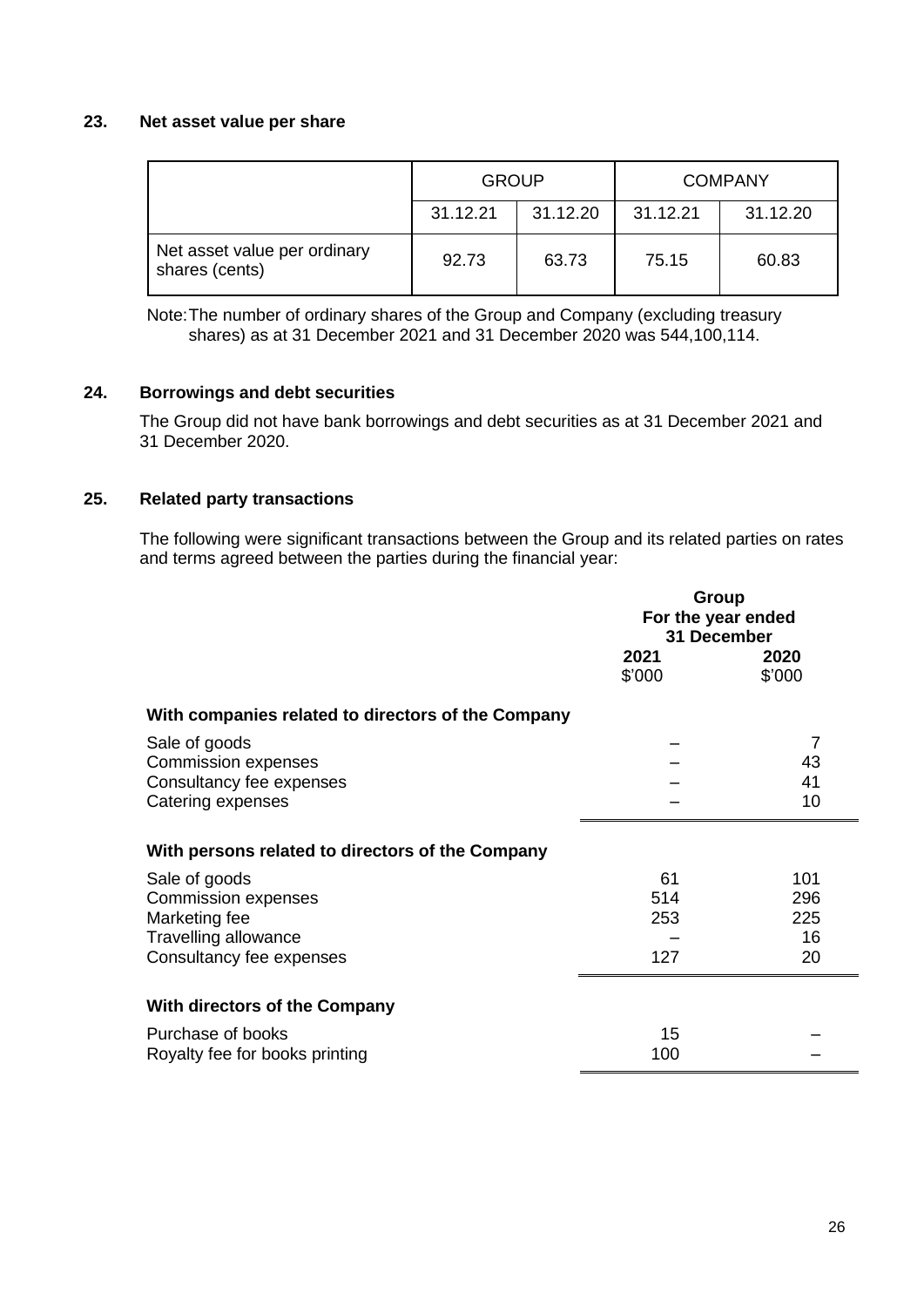## 23. Net asset value per share

| | GROUP | | COMPANY | |
|---|---|---|---|---|
| | 31.12.21 | 31.12.20 | 31.12.21 | 31.12.20 |
| Net asset value per ordinary shares (cents) | 92.73 | 63.73 | 75.15 | 60.83 |

Note: The number of ordinary shares of the Group and Company (excluding treasury shares) as at 31 December 2021 and 31 December 2020 was 544,100,114.

## 24. Borrowings and debt securities

The Group did not have bank borrowings and debt securities as at 31 December 2021 and 31 December 2020.

## 25. Related party transactions

The following were significant transactions between the Group and its related parties on rates and terms agreed between the parties during the financial year:

| | Group For the year ended 31 December | |
|---|---|---|
| | 2021 | 2020 |
| | $'000 | $'000 |
| **With companies related to directors of the Company** | | |
| Sale of goods | – | 7 |
| Commission expenses | – | 43 |
| Consultancy fee expenses | – | 41 |
| Catering expenses | – | 10 |
| **With persons related to directors of the Company** | | |
| Sale of goods | 61 | 101 |
| Commission expenses | 514 | 296 |
| Marketing fee | 253 | 225 |
| Travelling allowance | – | 16 |
| Consultancy fee expenses | 127 | 20 |
| **With directors of the Company** | | |
| Purchase of books | 15 | – |
| Royalty fee for books printing | 100 | – |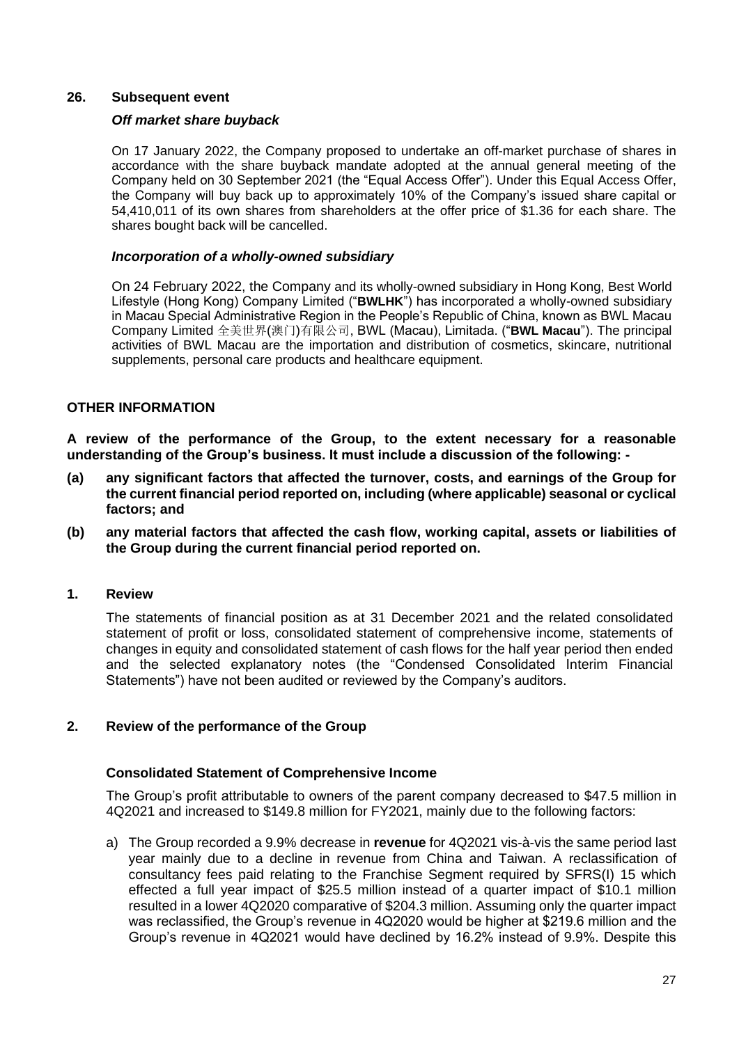## 26. Subsequent event

### *Off market share buyback*

On 17 January 2022, the Company proposed to undertake an off-market purchase of shares in accordance with the share buyback mandate adopted at the annual general meeting of the Company held on 30 September 2021 (the "Equal Access Offer"). Under this Equal Access Offer, the Company will buy back up to approximately 10% of the Company's issued share capital or 54,410,011 of its own shares from shareholders at the offer price of $1.36 for each share. The shares bought back will be cancelled.

### *Incorporation of a wholly-owned subsidiary*

On 24 February 2022, the Company and its wholly-owned subsidiary in Hong Kong, Best World Lifestyle (Hong Kong) Company Limited ("**BWLHK**") has incorporated a wholly-owned subsidiary in Macau Special Administrative Region in the People's Republic of China, known as BWL Macau Company Limited 全美世界(澳门)有限公司, BWL (Macau), Limitada. ("**BWL Macau**"). The principal activities of BWL Macau are the importation and distribution of cosmetics, skincare, nutritional supplements, personal care products and healthcare equipment.

## OTHER INFORMATION

**A review of the performance of the Group, to the extent necessary for a reasonable understanding of the Group's business. It must include a discussion of the following: -**

**(a) any significant factors that affected the turnover, costs, and earnings of the Group for the current financial period reported on, including (where applicable) seasonal or cyclical factors; and**

**(b) any material factors that affected the cash flow, working capital, assets or liabilities of the Group during the current financial period reported on.**

## 1. Review

The statements of financial position as at 31 December 2021 and the related consolidated statement of profit or loss, consolidated statement of comprehensive income, statements of changes in equity and consolidated statement of cash flows for the half year period then ended and the selected explanatory notes (the "Condensed Consolidated Interim Financial Statements") have not been audited or reviewed by the Company's auditors.

## 2. Review of the performance of the Group

### Consolidated Statement of Comprehensive Income

The Group's profit attributable to owners of the parent company decreased to $47.5 million in 4Q2021 and increased to $149.8 million for FY2021, mainly due to the following factors:

a) The Group recorded a 9.9% decrease in **revenue** for 4Q2021 vis-à-vis the same period last year mainly due to a decline in revenue from China and Taiwan. A reclassification of consultancy fees paid relating to the Franchise Segment required by SFRS(I) 15 which effected a full year impact of $25.5 million instead of a quarter impact of $10.1 million resulted in a lower 4Q2020 comparative of $204.3 million. Assuming only the quarter impact was reclassified, the Group's revenue in 4Q2020 would be higher at $219.6 million and the Group's revenue in 4Q2021 would have declined by 16.2% instead of 9.9%. Despite this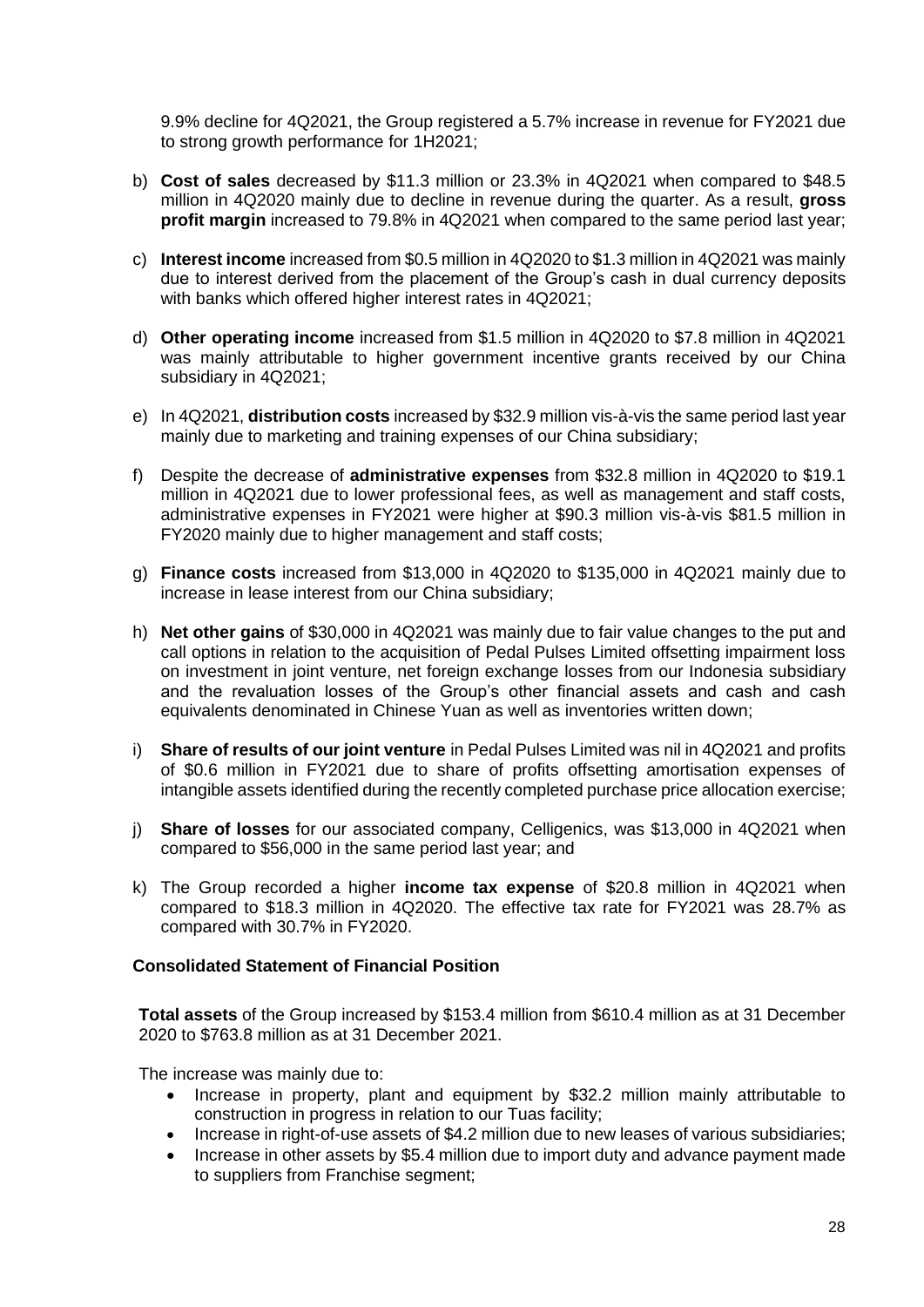9.9% decline for 4Q2021, the Group registered a 5.7% increase in revenue for FY2021 due to strong growth performance for 1H2021;

b) **Cost of sales** decreased by $11.3 million or 23.3% in 4Q2021 when compared to $48.5 million in 4Q2020 mainly due to decline in revenue during the quarter. As a result, **gross profit margin** increased to 79.8% in 4Q2021 when compared to the same period last year;

c) **Interest income** increased from $0.5 million in 4Q2020 to $1.3 million in 4Q2021 was mainly due to interest derived from the placement of the Group's cash in dual currency deposits with banks which offered higher interest rates in 4Q2021;

d) **Other operating income** increased from $1.5 million in 4Q2020 to $7.8 million in 4Q2021 was mainly attributable to higher government incentive grants received by our China subsidiary in 4Q2021;

e) In 4Q2021, **distribution costs** increased by $32.9 million vis-à-vis the same period last year mainly due to marketing and training expenses of our China subsidiary;

f) Despite the decrease of **administrative expenses** from $32.8 million in 4Q2020 to $19.1 million in 4Q2021 due to lower professional fees, as well as management and staff costs, administrative expenses in FY2021 were higher at $90.3 million vis-à-vis $81.5 million in FY2020 mainly due to higher management and staff costs;

g) **Finance costs** increased from $13,000 in 4Q2020 to $135,000 in 4Q2021 mainly due to increase in lease interest from our China subsidiary;

h) **Net other gains** of $30,000 in 4Q2021 was mainly due to fair value changes to the put and call options in relation to the acquisition of Pedal Pulses Limited offsetting impairment loss on investment in joint venture, net foreign exchange losses from our Indonesia subsidiary and the revaluation losses of the Group's other financial assets and cash and cash equivalents denominated in Chinese Yuan as well as inventories written down;

i) **Share of results of our joint venture** in Pedal Pulses Limited was nil in 4Q2021 and profits of $0.6 million in FY2021 due to share of profits offsetting amortisation expenses of intangible assets identified during the recently completed purchase price allocation exercise;

j) **Share of losses** for our associated company, Celligenics, was $13,000 in 4Q2021 when compared to $56,000 in the same period last year; and

k) The Group recorded a higher **income tax expense** of $20.8 million in 4Q2021 when compared to $18.3 million in 4Q2020. The effective tax rate for FY2021 was 28.7% as compared with 30.7% in FY2020.

**Consolidated Statement of Financial Position**

**Total assets** of the Group increased by $153.4 million from $610.4 million as at 31 December 2020 to $763.8 million as at 31 December 2021.

The increase was mainly due to:

- Increase in property, plant and equipment by $32.2 million mainly attributable to construction in progress in relation to our Tuas facility;
- Increase in right-of-use assets of $4.2 million due to new leases of various subsidiaries;
- Increase in other assets by $5.4 million due to import duty and advance payment made to suppliers from Franchise segment;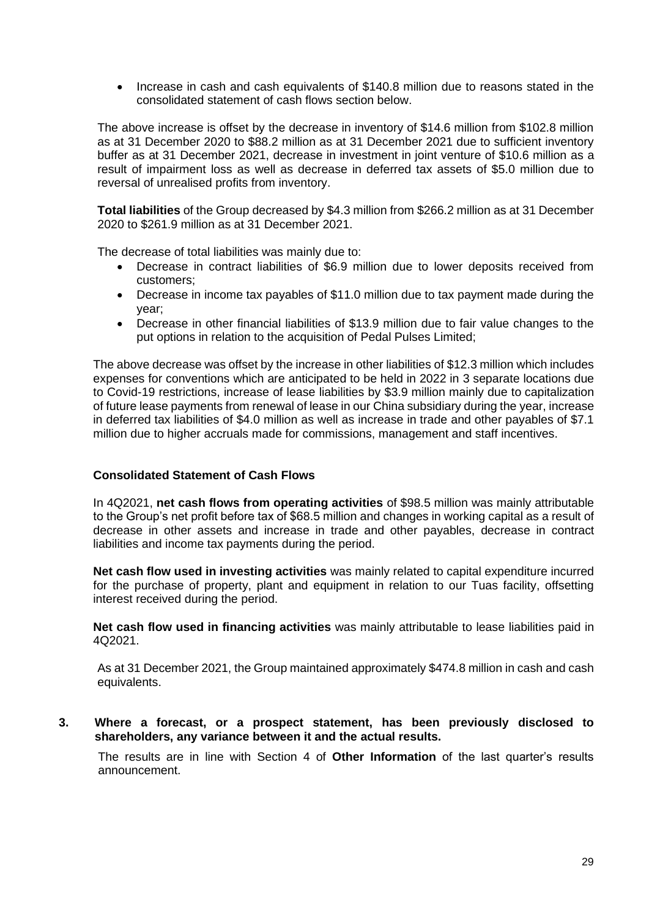- Increase in cash and cash equivalents of $140.8 million due to reasons stated in the consolidated statement of cash flows section below.

The above increase is offset by the decrease in inventory of $14.6 million from $102.8 million as at 31 December 2020 to $88.2 million as at 31 December 2021 due to sufficient inventory buffer as at 31 December 2021, decrease in investment in joint venture of $10.6 million as a result of impairment loss as well as decrease in deferred tax assets of $5.0 million due to reversal of unrealised profits from inventory.

**Total liabilities** of the Group decreased by $4.3 million from $266.2 million as at 31 December 2020 to $261.9 million as at 31 December 2021.

The decrease of total liabilities was mainly due to:

- Decrease in contract liabilities of $6.9 million due to lower deposits received from customers;
- Decrease in income tax payables of $11.0 million due to tax payment made during the year;
- Decrease in other financial liabilities of $13.9 million due to fair value changes to the put options in relation to the acquisition of Pedal Pulses Limited;

The above decrease was offset by the increase in other liabilities of $12.3 million which includes expenses for conventions which are anticipated to be held in 2022 in 3 separate locations due to Covid-19 restrictions, increase of lease liabilities by $3.9 million mainly due to capitalization of future lease payments from renewal of lease in our China subsidiary during the year, increase in deferred tax liabilities of $4.0 million as well as increase in trade and other payables of $7.1 million due to higher accruals made for commissions, management and staff incentives.

**Consolidated Statement of Cash Flows**

In 4Q2021, **net cash flows from operating activities** of $98.5 million was mainly attributable to the Group's net profit before tax of $68.5 million and changes in working capital as a result of decrease in other assets and increase in trade and other payables, decrease in contract liabilities and income tax payments during the period.

**Net cash flow used in investing activities** was mainly related to capital expenditure incurred for the purchase of property, plant and equipment in relation to our Tuas facility, offsetting interest received during the period.

**Net cash flow used in financing activities** was mainly attributable to lease liabilities paid in 4Q2021.

As at 31 December 2021, the Group maintained approximately $474.8 million in cash and cash equivalents.

**3. Where a forecast, or a prospect statement, has been previously disclosed to shareholders, any variance between it and the actual results.**

The results are in line with Section 4 of **Other Information** of the last quarter's results announcement.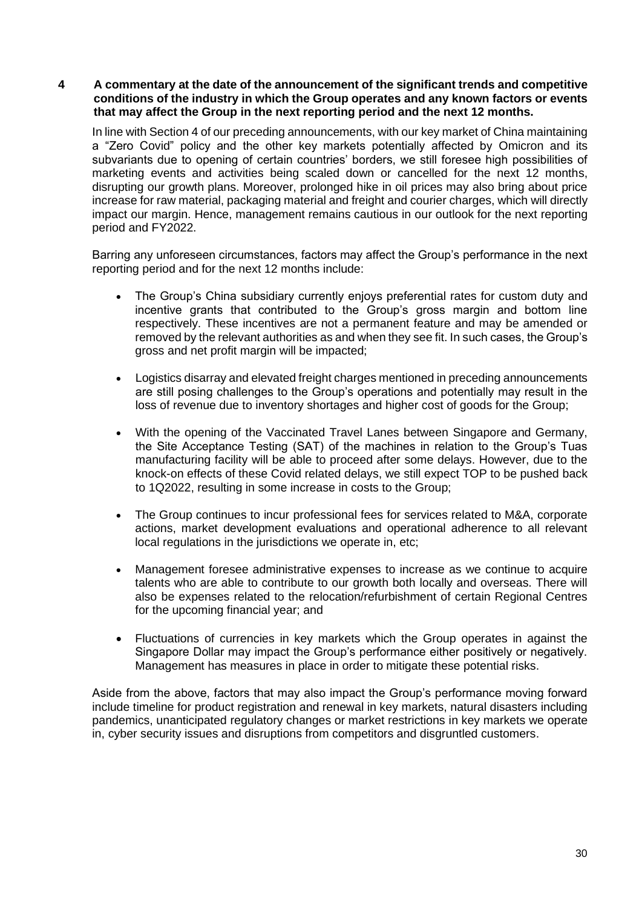**4 A commentary at the date of the announcement of the significant trends and competitive conditions of the industry in which the Group operates and any known factors or events that may affect the Group in the next reporting period and the next 12 months.**

In line with Section 4 of our preceding announcements, with our key market of China maintaining a "Zero Covid" policy and the other key markets potentially affected by Omicron and its subvariants due to opening of certain countries' borders, we still foresee high possibilities of marketing events and activities being scaled down or cancelled for the next 12 months, disrupting our growth plans. Moreover, prolonged hike in oil prices may also bring about price increase for raw material, packaging material and freight and courier charges, which will directly impact our margin. Hence, management remains cautious in our outlook for the next reporting period and FY2022.

Barring any unforeseen circumstances, factors may affect the Group's performance in the next reporting period and for the next 12 months include:

- The Group's China subsidiary currently enjoys preferential rates for custom duty and incentive grants that contributed to the Group's gross margin and bottom line respectively. These incentives are not a permanent feature and may be amended or removed by the relevant authorities as and when they see fit. In such cases, the Group's gross and net profit margin will be impacted;

- Logistics disarray and elevated freight charges mentioned in preceding announcements are still posing challenges to the Group's operations and potentially may result in the loss of revenue due to inventory shortages and higher cost of goods for the Group;

- With the opening of the Vaccinated Travel Lanes between Singapore and Germany, the Site Acceptance Testing (SAT) of the machines in relation to the Group's Tuas manufacturing facility will be able to proceed after some delays. However, due to the knock-on effects of these Covid related delays, we still expect TOP to be pushed back to 1Q2022, resulting in some increase in costs to the Group;

- The Group continues to incur professional fees for services related to M&A, corporate actions, market development evaluations and operational adherence to all relevant local regulations in the jurisdictions we operate in, etc;

- Management foresee administrative expenses to increase as we continue to acquire talents who are able to contribute to our growth both locally and overseas. There will also be expenses related to the relocation/refurbishment of certain Regional Centres for the upcoming financial year; and

- Fluctuations of currencies in key markets which the Group operates in against the Singapore Dollar may impact the Group's performance either positively or negatively. Management has measures in place in order to mitigate these potential risks.

Aside from the above, factors that may also impact the Group's performance moving forward include timeline for product registration and renewal in key markets, natural disasters including pandemics, unanticipated regulatory changes or market restrictions in key markets we operate in, cyber security issues and disruptions from competitors and disgruntled customers.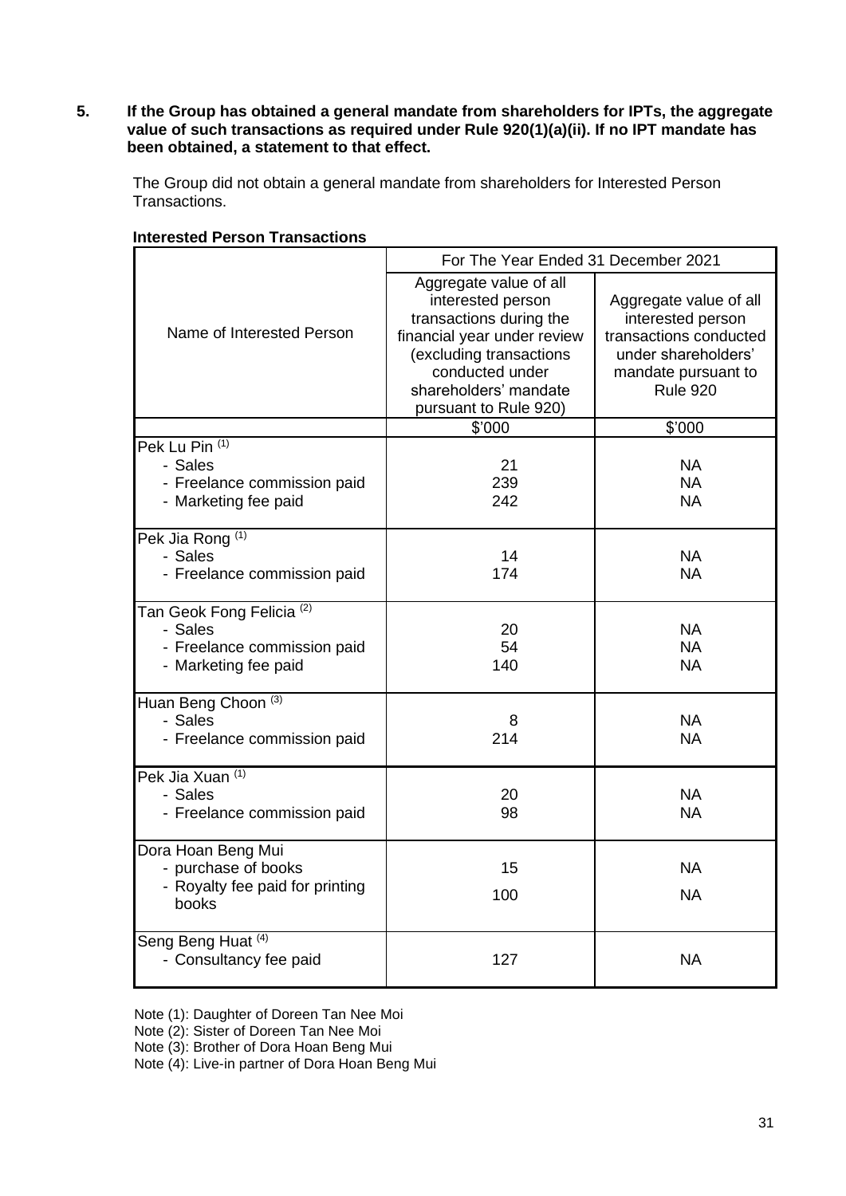**5. If the Group has obtained a general mandate from shareholders for IPTs, the aggregate value of such transactions as required under Rule 920(1)(a)(ii). If no IPT mandate has been obtained, a statement to that effect.**

The Group did not obtain a general mandate from shareholders for Interested Person Transactions.

**Interested Person Transactions**

| Name of Interested Person | For The Year Ended 31 December 2021 | |
|---|---|---|
| | Aggregate value of all interested person transactions during the financial year under review (excluding transactions conducted under shareholders' mandate pursuant to Rule 920) | Aggregate value of all interested person transactions conducted under shareholders' mandate pursuant to Rule 920 |
| | $'000 | $'000 |
| Pek Lu Pin [(1)] | | |
| - Sales | 21 | NA |
| - Freelance commission paid | 239 | NA |
| - Marketing fee paid | 242 | NA |
| Pek Jia Rong [(1)] | | |
| - Sales | 14 | NA |
| - Freelance commission paid | 174 | NA |
| Tan Geok Fong Felicia [(2)] | | |
| - Sales | 20 | NA |
| - Freelance commission paid | 54 | NA |
| - Marketing fee paid | 140 | NA |
| Huan Beng Choon [(3)] | | |
| - Sales | 8 | NA |
| - Freelance commission paid | 214 | NA |
| Pek Jia Xuan [(1)] | | |
| - Sales | 20 | NA |
| - Freelance commission paid | 98 | NA |
| Dora Hoan Beng Mui | | |
| - purchase of books | 15 | NA |
| - Royalty fee paid for printing books | 100 | NA |
| Seng Beng Huat [(4)] | | |
| - Consultancy fee paid | 127 | NA |

Note (1): Daughter of Doreen Tan Nee Moi

Note (2): Sister of Doreen Tan Nee Moi

Note (3): Brother of Dora Hoan Beng Mui

Note (4): Live-in partner of Dora Hoan Beng Mui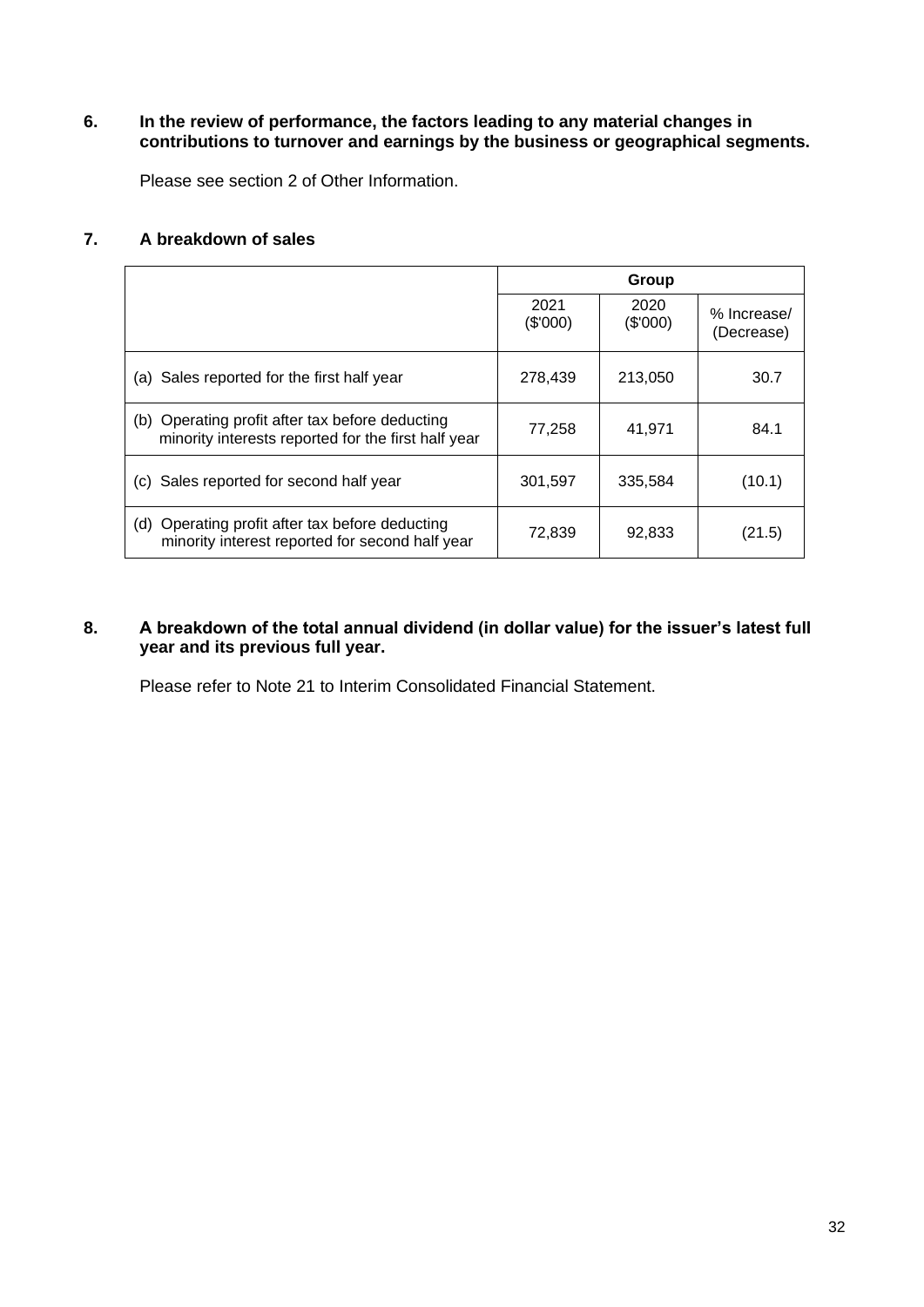**6. In the review of performance, the factors leading to any material changes in contributions to turnover and earnings by the business or geographical segments.**

Please see section 2 of Other Information.

**7. A breakdown of sales**

| | Group | | |
|---|---|---|---|
| | 2021 ($'000) | 2020 ($'000) | % Increase/ (Decrease) |
| (a) Sales reported for the first half year | 278,439 | 213,050 | 30.7 |
| (b) Operating profit after tax before deducting minority interests reported for the first half year | 77,258 | 41,971 | 84.1 |
| (c) Sales reported for second half year | 301,597 | 335,584 | (10.1) |
| (d) Operating profit after tax before deducting minority interest reported for second half year | 72,839 | 92,833 | (21.5) |

**8. A breakdown of the total annual dividend (in dollar value) for the issuer's latest full year and its previous full year.**

Please refer to Note 21 to Interim Consolidated Financial Statement.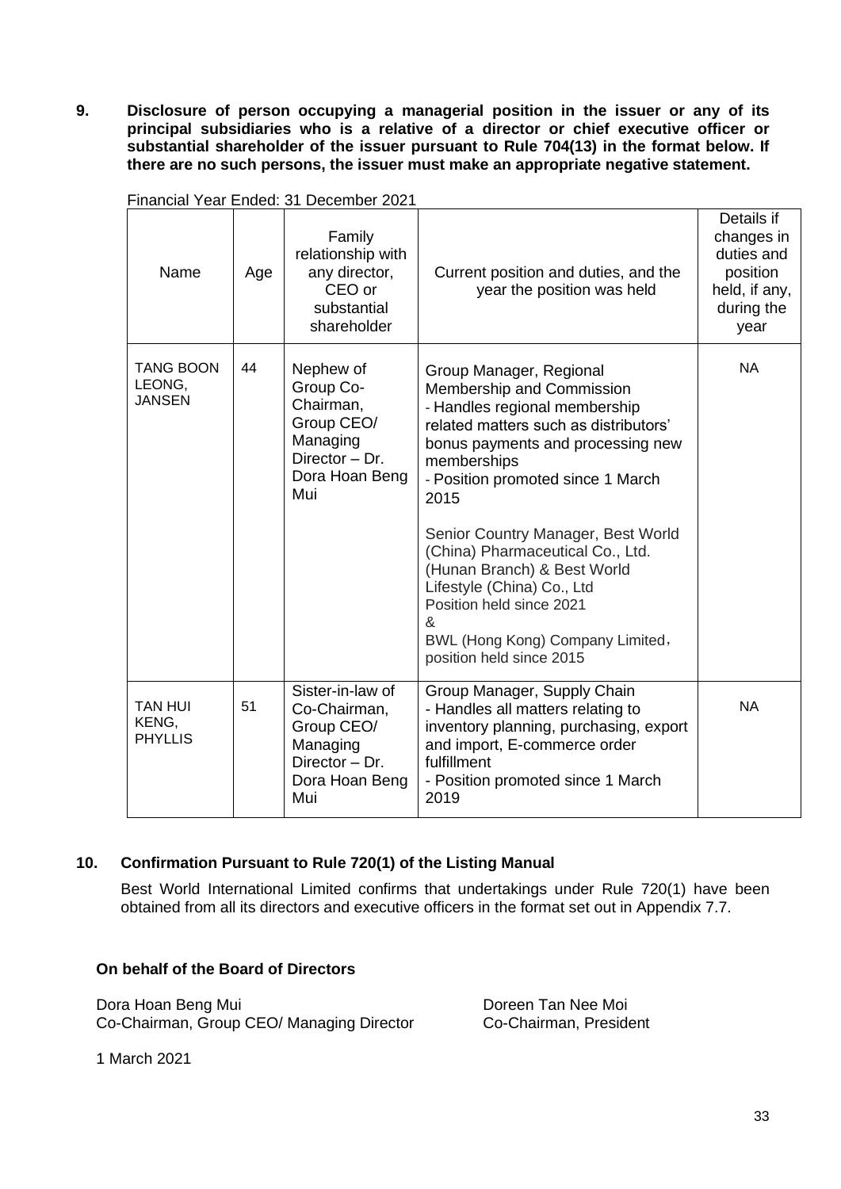**9. Disclosure of person occupying a managerial position in the issuer or any of its principal subsidiaries who is a relative of a director or chief executive officer or substantial shareholder of the issuer pursuant to Rule 704(13) in the format below. If there are no such persons, the issuer must make an appropriate negative statement.**

Financial Year Ended: 31 December 2021

| Name | Age | Family relationship with any director, CEO or substantial shareholder | Current position and duties, and the year the position was held | Details if changes in duties and position held, if any, during the year |
|---|---|---|---|---|
| TANG BOON LEONG, JANSEN | 44 | Nephew of Group Co-Chairman, Group CEO/ Managing Director – Dr. Dora Hoan Beng Mui | Group Manager, Regional Membership and Commission<br>- Handles regional membership related matters such as distributors' bonus payments and processing new memberships<br>- Position promoted since 1 March 2015<br><br>Senior Country Manager, Best World (China) Pharmaceutical Co., Ltd. (Hunan Branch) & Best World Lifestyle (China) Co., Ltd<br>Position held since 2021<br>&<br>BWL (Hong Kong) Company Limited, position held since 2015 | NA |
| TAN HUI KENG, PHYLLIS | 51 | Sister-in-law of Co-Chairman, Group CEO/ Managing Director – Dr. Dora Hoan Beng Mui | Group Manager, Supply Chain<br>- Handles all matters relating to inventory planning, purchasing, export and import, E-commerce order fulfillment<br>- Position promoted since 1 March 2019 | NA |

**10. Confirmation Pursuant to Rule 720(1) of the Listing Manual**

Best World International Limited confirms that undertakings under Rule 720(1) have been obtained from all its directors and executive officers in the format set out in Appendix 7.7.

**On behalf of the Board of Directors**

Dora Hoan Beng Mui
Co-Chairman, Group CEO/ Managing Director

Doreen Tan Nee Moi
Co-Chairman, President

1 March 2021